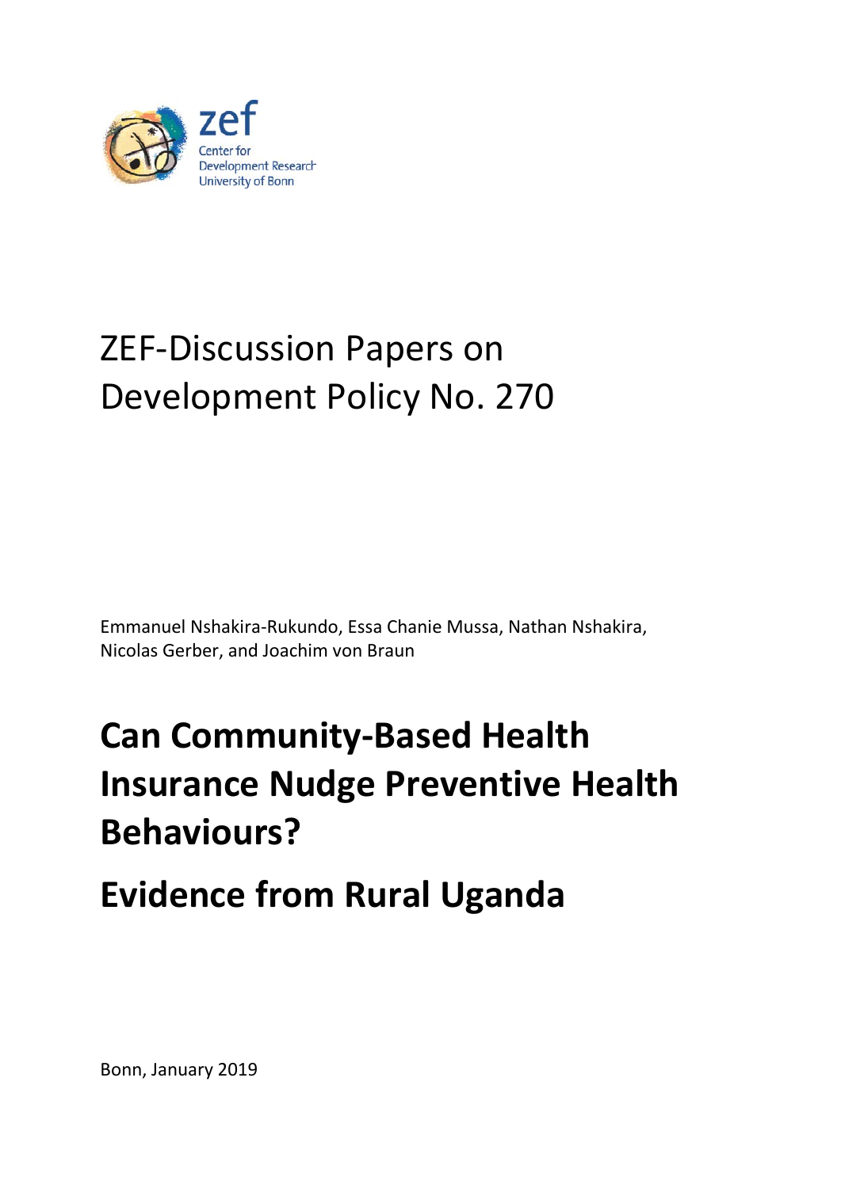zef

Center for Development Research University of Bonn

# ZEF-Discussion Papers on Development Policy No. 270

Emmanuel Nshakira-Rukundo, Essa Chanie Mussa, Nathan Nshakira, Nicolas Gerber, and Joachim von Braun

# Can Community-Based Health Insurance Nudge Preventive Health Behaviours?

# Evidence from Rural Uganda

Bonn, January 2019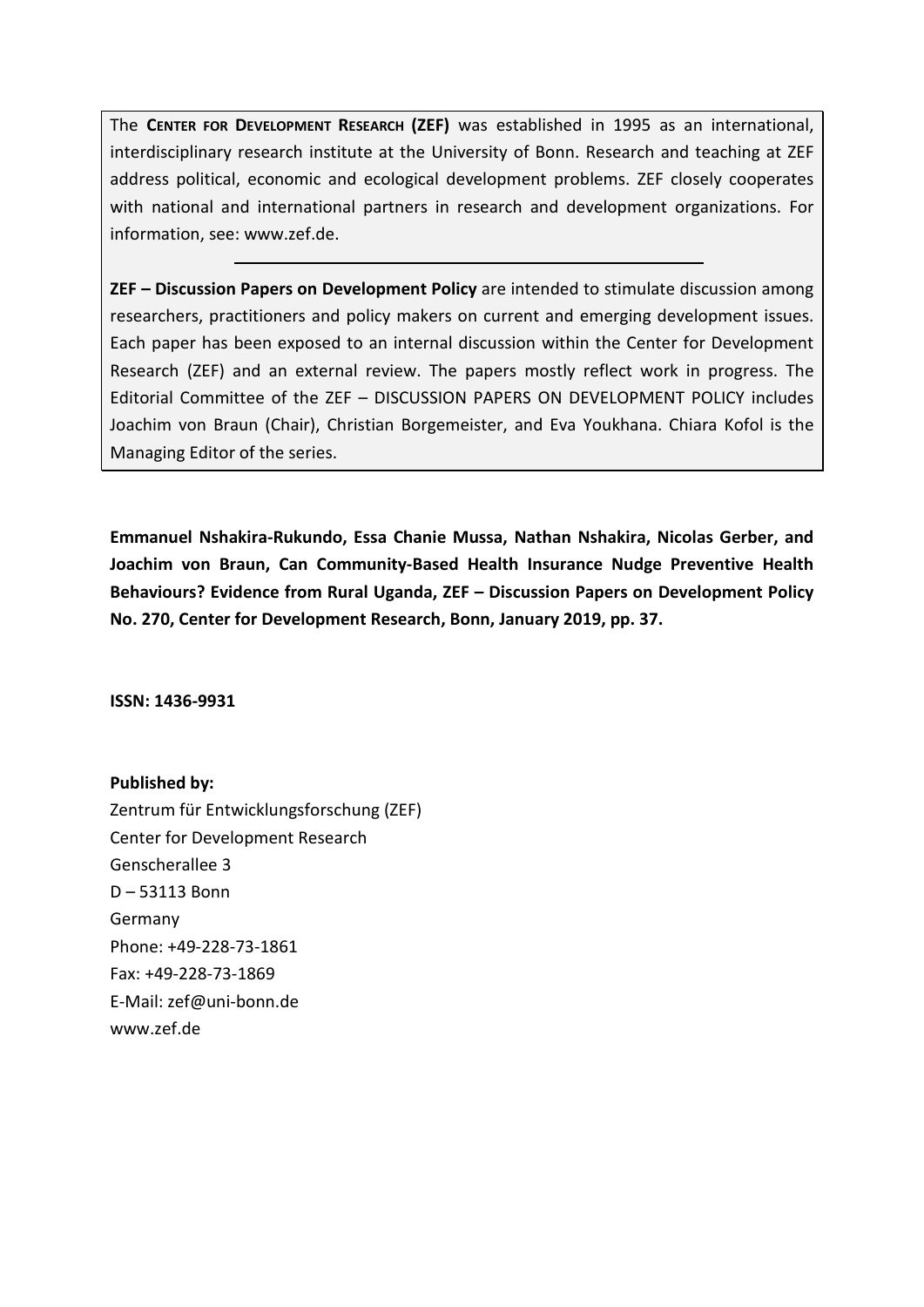The **CENTER FOR DEVELOPMENT RESEARCH (ZEF)** was established in 1995 as an international, interdisciplinary research institute at the University of Bonn. Research and teaching at ZEF address political, economic and ecological development problems. ZEF closely cooperates with national and international partners in research and development organizations. For information, see: www.zef.de.

---

**ZEF – Discussion Papers on Development Policy** are intended to stimulate discussion among researchers, practitioners and policy makers on current and emerging development issues. Each paper has been exposed to an internal discussion within the Center for Development Research (ZEF) and an external review. The papers mostly reflect work in progress. The Editorial Committee of the ZEF – DISCUSSION PAPERS ON DEVELOPMENT POLICY includes Joachim von Braun (Chair), Christian Borgemeister, and Eva Youkhana. Chiara Kofol is the Managing Editor of the series.

**Emmanuel Nshakira-Rukundo, Essa Chanie Mussa, Nathan Nshakira, Nicolas Gerber, and Joachim von Braun, Can Community-Based Health Insurance Nudge Preventive Health Behaviours? Evidence from Rural Uganda, ZEF – Discussion Papers on Development Policy No. 270, Center for Development Research, Bonn, January 2019, pp. 37.**

**ISSN: 1436-9931**

**Published by:**
Zentrum für Entwicklungsforschung (ZEF)
Center for Development Research
Genscherallee 3
D – 53113 Bonn
Germany
Phone: +49-228-73-1861
Fax: +49-228-73-1869
E-Mail: zef@uni-bonn.de
www.zef.de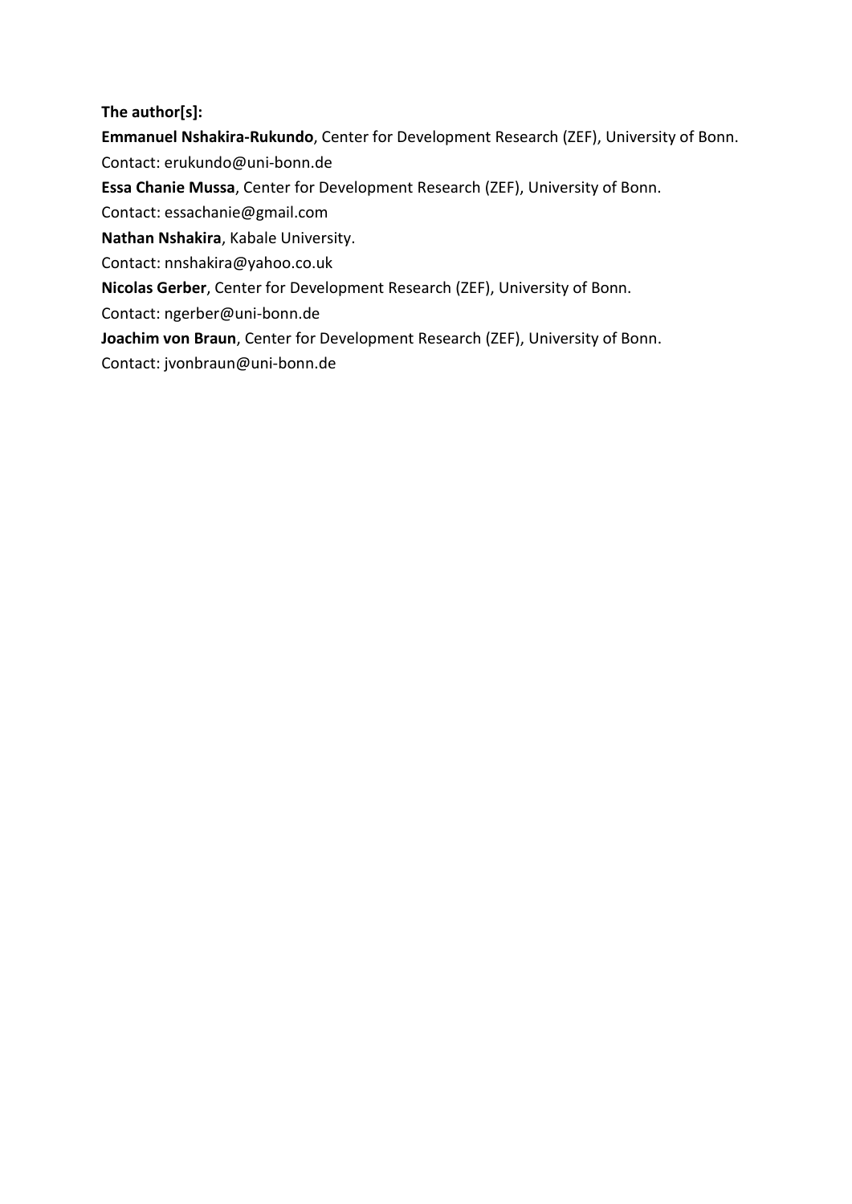**The author[s]:**

**Emmanuel Nshakira-Rukundo**, Center for Development Research (ZEF), University of Bonn.

Contact: erukundo@uni-bonn.de

**Essa Chanie Mussa**, Center for Development Research (ZEF), University of Bonn.

Contact: essachanie@gmail.com

**Nathan Nshakira**, Kabale University.

Contact: nnshakira@yahoo.co.uk

**Nicolas Gerber**, Center for Development Research (ZEF), University of Bonn.

Contact: ngerber@uni-bonn.de

**Joachim von Braun**, Center for Development Research (ZEF), University of Bonn.

Contact: jvonbraun@uni-bonn.de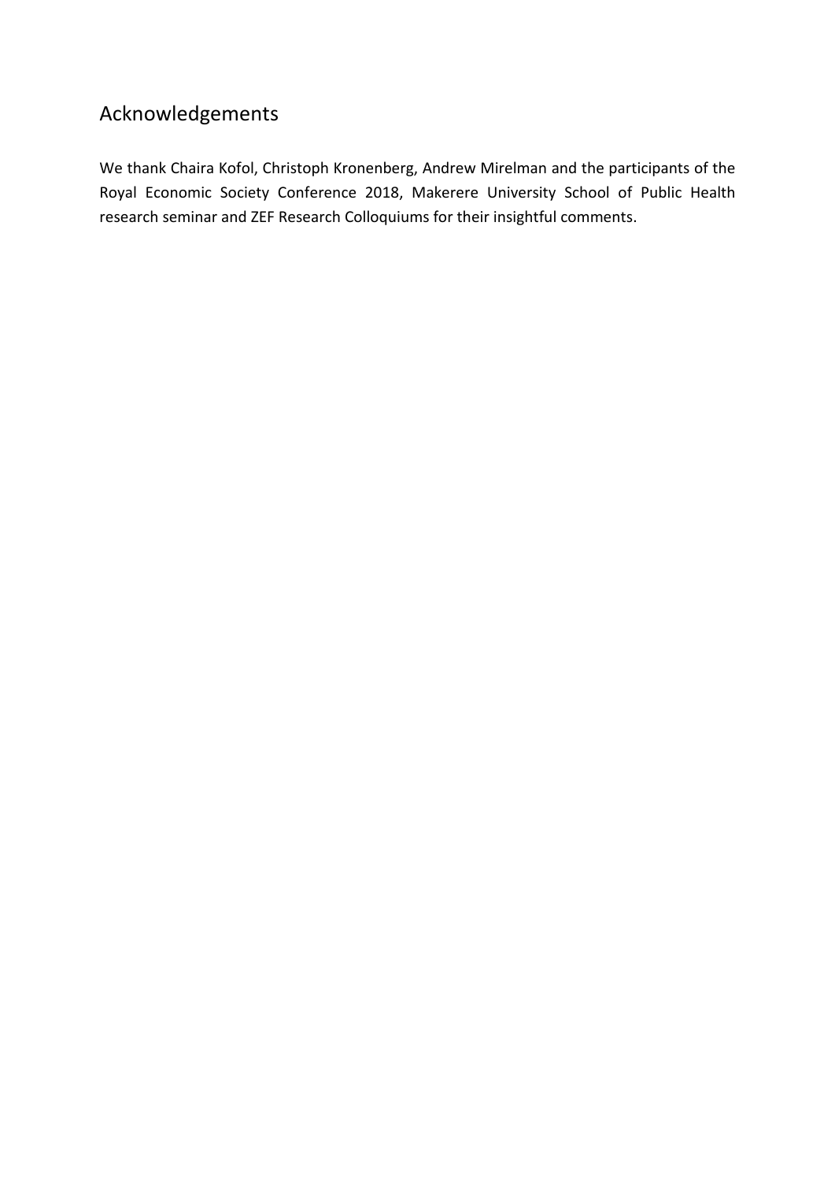## Acknowledgements

We thank Chaira Kofol, Christoph Kronenberg, Andrew Mirelman and the participants of the Royal Economic Society Conference 2018, Makerere University School of Public Health research seminar and ZEF Research Colloquiums for their insightful comments.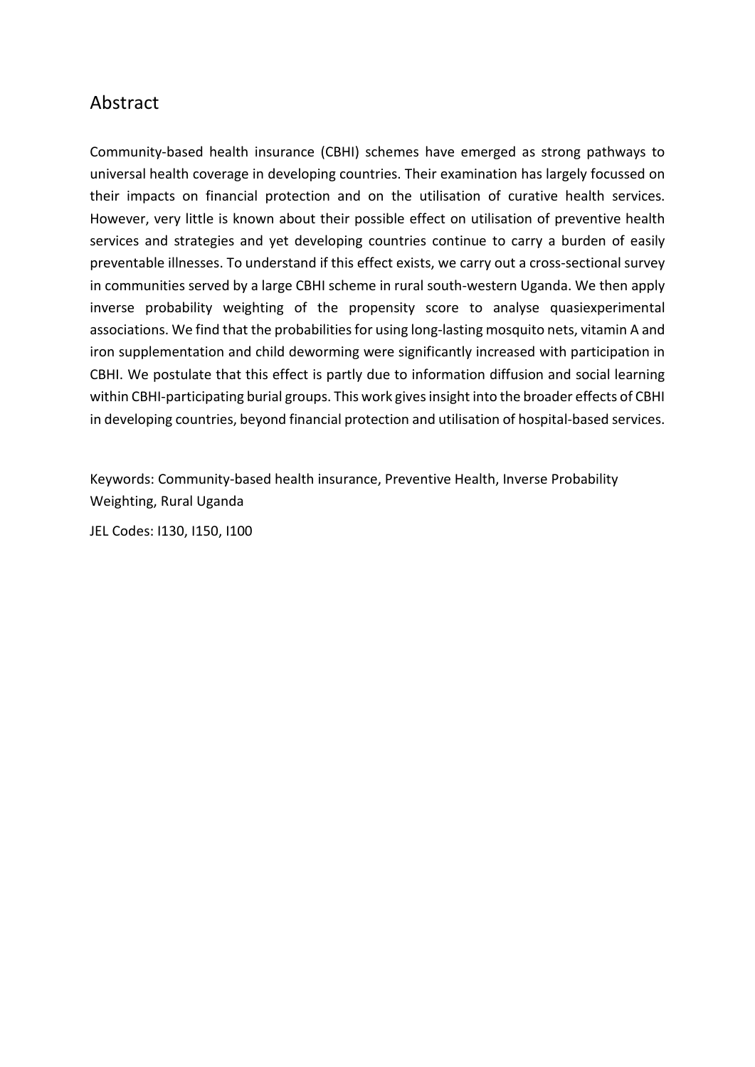## Abstract

Community-based health insurance (CBHI) schemes have emerged as strong pathways to universal health coverage in developing countries. Their examination has largely focussed on their impacts on financial protection and on the utilisation of curative health services. However, very little is known about their possible effect on utilisation of preventive health services and strategies and yet developing countries continue to carry a burden of easily preventable illnesses. To understand if this effect exists, we carry out a cross-sectional survey in communities served by a large CBHI scheme in rural south-western Uganda. We then apply inverse probability weighting of the propensity score to analyse quasiexperimental associations. We find that the probabilities for using long-lasting mosquito nets, vitamin A and iron supplementation and child deworming were significantly increased with participation in CBHI. We postulate that this effect is partly due to information diffusion and social learning within CBHI-participating burial groups. This work gives insight into the broader effects of CBHI in developing countries, beyond financial protection and utilisation of hospital-based services.

Keywords: Community-based health insurance, Preventive Health, Inverse Probability Weighting, Rural Uganda

JEL Codes: I130, I150, I100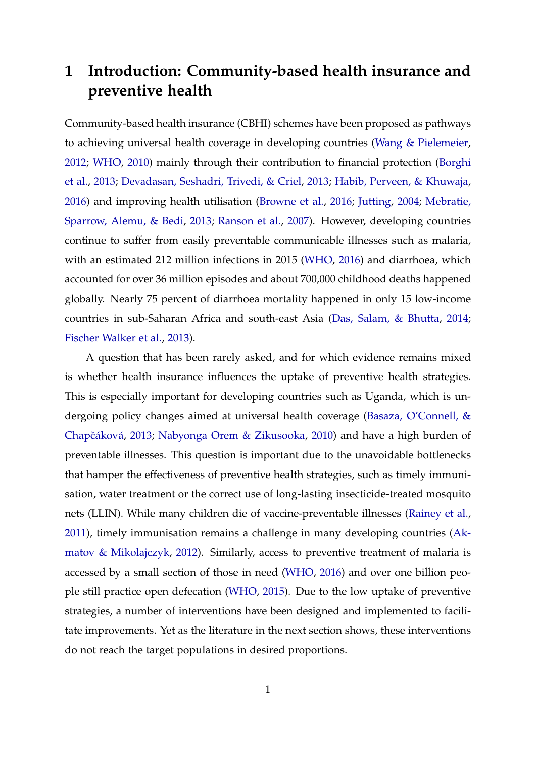# 1 Introduction: Community-based health insurance and preventive health

Community-based health insurance (CBHI) schemes have been proposed as pathways to achieving universal health coverage in developing countries (Wang & Pielemeier, 2012; WHO, 2010) mainly through their contribution to financial protection (Borghi et al., 2013; Devadasan, Seshadri, Trivedi, & Criel, 2013; Habib, Perveen, & Khuwaja, 2016) and improving health utilisation (Browne et al., 2016; Jutting, 2004; Mebratie, Sparrow, Alemu, & Bedi, 2013; Ranson et al., 2007). However, developing countries continue to suffer from easily preventable communicable illnesses such as malaria, with an estimated 212 million infections in 2015 (WHO, 2016) and diarrhoea, which accounted for over 36 million episodes and about 700,000 childhood deaths happened globally. Nearly 75 percent of diarrhoea mortality happened in only 15 low-income countries in sub-Saharan Africa and south-east Asia (Das, Salam, & Bhutta, 2014; Fischer Walker et al., 2013).

A question that has been rarely asked, and for which evidence remains mixed is whether health insurance influences the uptake of preventive health strategies. This is especially important for developing countries such as Uganda, which is undergoing policy changes aimed at universal health coverage (Basaza, O'Connell, & Chapčáková, 2013; Nabyonga Orem & Zikusooka, 2010) and have a high burden of preventable illnesses. This question is important due to the unavoidable bottlenecks that hamper the effectiveness of preventive health strategies, such as timely immunisation, water treatment or the correct use of long-lasting insecticide-treated mosquito nets (LLIN). While many children die of vaccine-preventable illnesses (Rainey et al., 2011), timely immunisation remains a challenge in many developing countries (Akmatov & Mikolajczyk, 2012). Similarly, access to preventive treatment of malaria is accessed by a small section of those in need (WHO, 2016) and over one billion people still practice open defecation (WHO, 2015). Due to the low uptake of preventive strategies, a number of interventions have been designed and implemented to facilitate improvements. Yet as the literature in the next section shows, these interventions do not reach the target populations in desired proportions.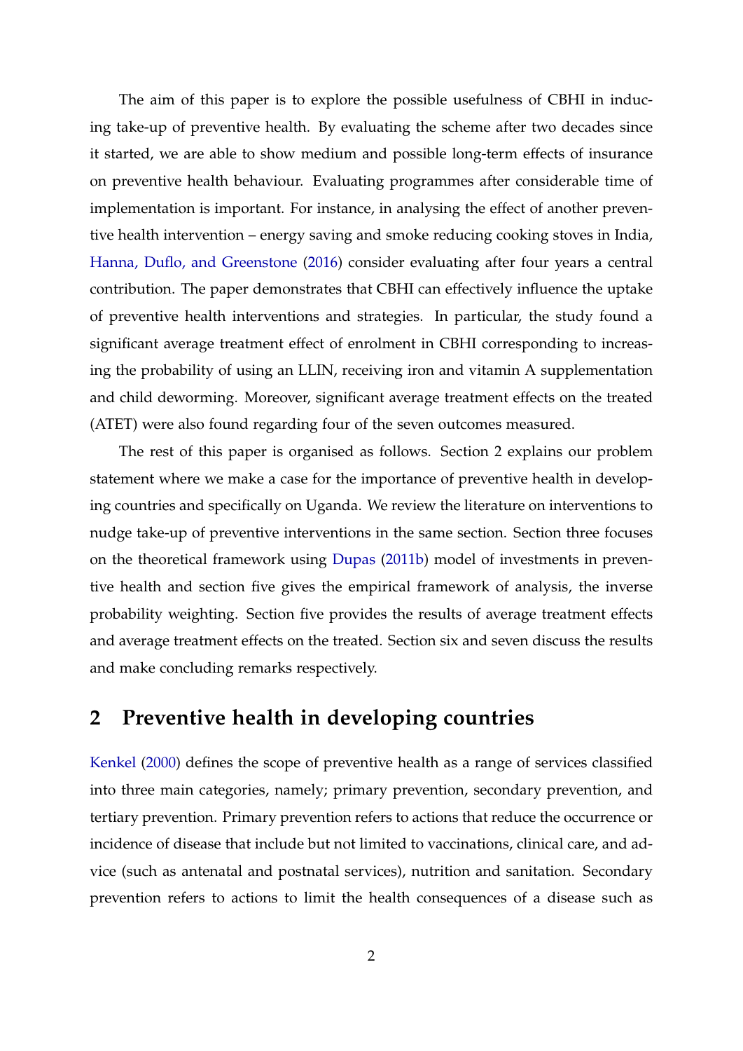The aim of this paper is to explore the possible usefulness of CBHI in inducing take-up of preventive health. By evaluating the scheme after two decades since it started, we are able to show medium and possible long-term effects of insurance on preventive health behaviour. Evaluating programmes after considerable time of implementation is important. For instance, in analysing the effect of another preventive health intervention – energy saving and smoke reducing cooking stoves in India, Hanna, Duflo, and Greenstone (2016) consider evaluating after four years a central contribution. The paper demonstrates that CBHI can effectively influence the uptake of preventive health interventions and strategies. In particular, the study found a significant average treatment effect of enrolment in CBHI corresponding to increasing the probability of using an LLIN, receiving iron and vitamin A supplementation and child deworming. Moreover, significant average treatment effects on the treated (ATET) were also found regarding four of the seven outcomes measured.

The rest of this paper is organised as follows. Section 2 explains our problem statement where we make a case for the importance of preventive health in developing countries and specifically on Uganda. We review the literature on interventions to nudge take-up of preventive interventions in the same section. Section three focuses on the theoretical framework using Dupas (2011b) model of investments in preventive health and section five gives the empirical framework of analysis, the inverse probability weighting. Section five provides the results of average treatment effects and average treatment effects on the treated. Section six and seven discuss the results and make concluding remarks respectively.

## 2 Preventive health in developing countries

Kenkel (2000) defines the scope of preventive health as a range of services classified into three main categories, namely; primary prevention, secondary prevention, and tertiary prevention. Primary prevention refers to actions that reduce the occurrence or incidence of disease that include but not limited to vaccinations, clinical care, and advice (such as antenatal and postnatal services), nutrition and sanitation. Secondary prevention refers to actions to limit the health consequences of a disease such as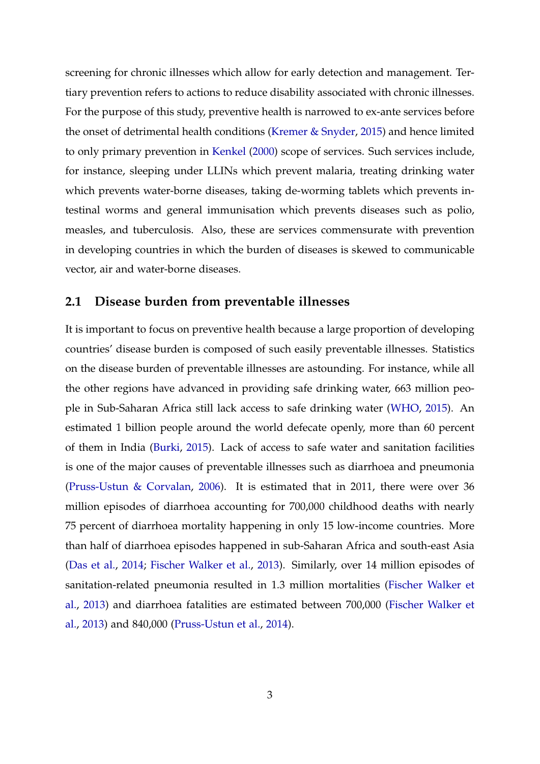screening for chronic illnesses which allow for early detection and management. Tertiary prevention refers to actions to reduce disability associated with chronic illnesses. For the purpose of this study, preventive health is narrowed to ex-ante services before the onset of detrimental health conditions (Kremer & Snyder, 2015) and hence limited to only primary prevention in Kenkel (2000) scope of services. Such services include, for instance, sleeping under LLINs which prevent malaria, treating drinking water which prevents water-borne diseases, taking de-worming tablets which prevents intestinal worms and general immunisation which prevents diseases such as polio, measles, and tuberculosis. Also, these are services commensurate with prevention in developing countries in which the burden of diseases is skewed to communicable vector, air and water-borne diseases.

## 2.1 Disease burden from preventable illnesses

It is important to focus on preventive health because a large proportion of developing countries' disease burden is composed of such easily preventable illnesses. Statistics on the disease burden of preventable illnesses are astounding. For instance, while all the other regions have advanced in providing safe drinking water, 663 million people in Sub-Saharan Africa still lack access to safe drinking water (WHO, 2015). An estimated 1 billion people around the world defecate openly, more than 60 percent of them in India (Burki, 2015). Lack of access to safe water and sanitation facilities is one of the major causes of preventable illnesses such as diarrhoea and pneumonia (Pruss-Ustun & Corvalan, 2006). It is estimated that in 2011, there were over 36 million episodes of diarrhoea accounting for 700,000 childhood deaths with nearly 75 percent of diarrhoea mortality happening in only 15 low-income countries. More than half of diarrhoea episodes happened in sub-Saharan Africa and south-east Asia (Das et al., 2014; Fischer Walker et al., 2013). Similarly, over 14 million episodes of sanitation-related pneumonia resulted in 1.3 million mortalities (Fischer Walker et al., 2013) and diarrhoea fatalities are estimated between 700,000 (Fischer Walker et al., 2013) and 840,000 (Pruss-Ustun et al., 2014).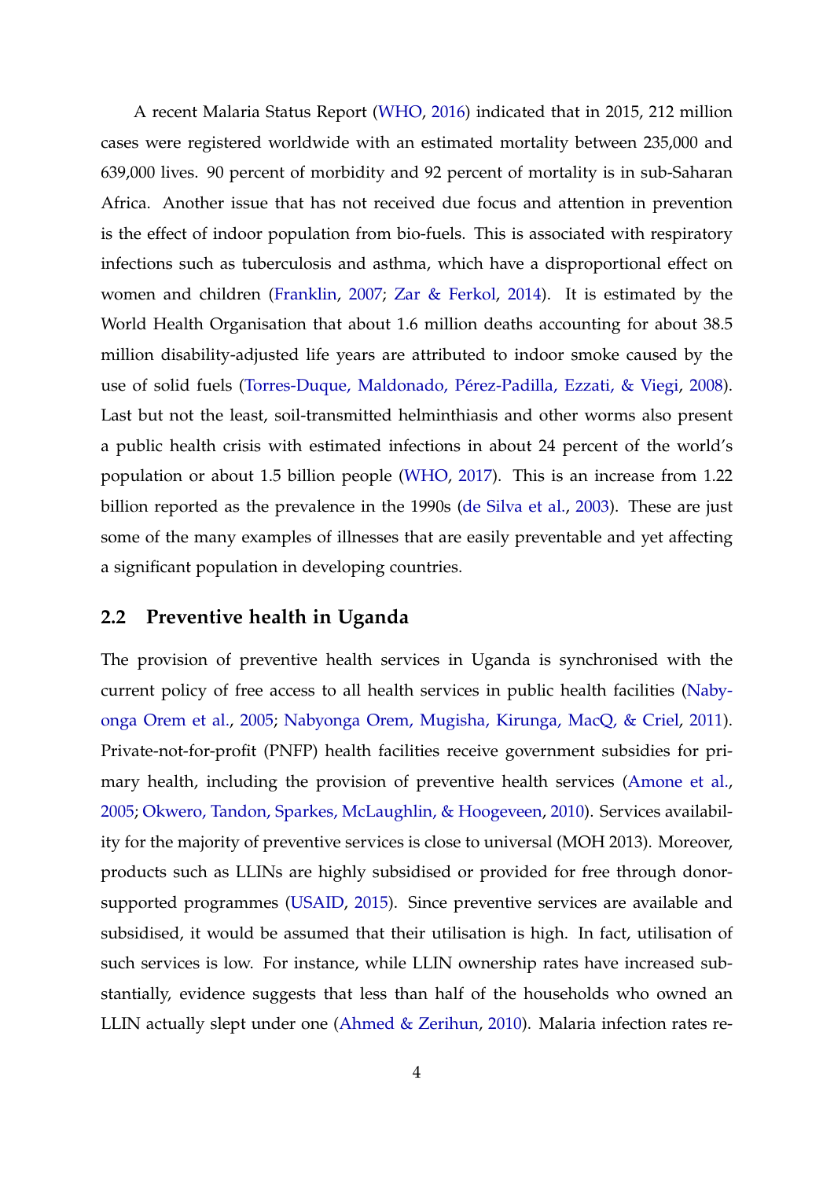A recent Malaria Status Report (WHO, 2016) indicated that in 2015, 212 million cases were registered worldwide with an estimated mortality between 235,000 and 639,000 lives. 90 percent of morbidity and 92 percent of mortality is in sub-Saharan Africa. Another issue that has not received due focus and attention in prevention is the effect of indoor population from bio-fuels. This is associated with respiratory infections such as tuberculosis and asthma, which have a disproportional effect on women and children (Franklin, 2007; Zar & Ferkol, 2014). It is estimated by the World Health Organisation that about 1.6 million deaths accounting for about 38.5 million disability-adjusted life years are attributed to indoor smoke caused by the use of solid fuels (Torres-Duque, Maldonado, Pérez-Padilla, Ezzati, & Viegi, 2008). Last but not the least, soil-transmitted helminthiasis and other worms also present a public health crisis with estimated infections in about 24 percent of the world's population or about 1.5 billion people (WHO, 2017). This is an increase from 1.22 billion reported as the prevalence in the 1990s (de Silva et al., 2003). These are just some of the many examples of illnesses that are easily preventable and yet affecting a significant population in developing countries.

## 2.2 Preventive health in Uganda

The provision of preventive health services in Uganda is synchronised with the current policy of free access to all health services in public health facilities (Nabyonga Orem et al., 2005; Nabyonga Orem, Mugisha, Kirunga, MacQ, & Criel, 2011). Private-not-for-profit (PNFP) health facilities receive government subsidies for primary health, including the provision of preventive health services (Amone et al., 2005; Okwero, Tandon, Sparkes, McLaughlin, & Hoogeveen, 2010). Services availability for the majority of preventive services is close to universal (MOH 2013). Moreover, products such as LLINs are highly subsidised or provided for free through donor-supported programmes (USAID, 2015). Since preventive services are available and subsidised, it would be assumed that their utilisation is high. In fact, utilisation of such services is low. For instance, while LLIN ownership rates have increased substantially, evidence suggests that less than half of the households who owned an LLIN actually slept under one (Ahmed & Zerihun, 2010). Malaria infection rates re-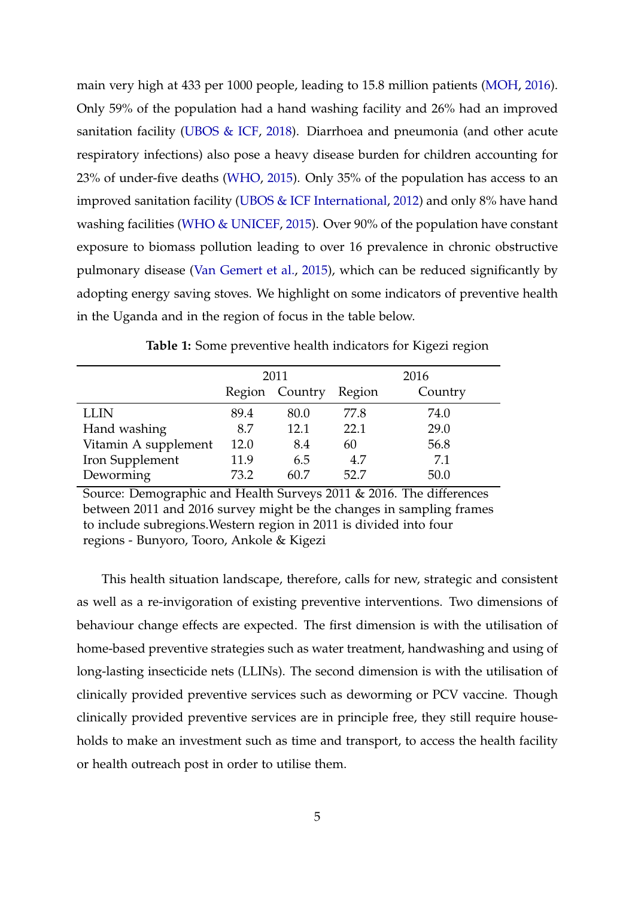main very high at 433 per 1000 people, leading to 15.8 million patients (MOH, 2016). Only 59% of the population had a hand washing facility and 26% had an improved sanitation facility (UBOS & ICF, 2018). Diarrhoea and pneumonia (and other acute respiratory infections) also pose a heavy disease burden for children accounting for 23% of under-five deaths (WHO, 2015). Only 35% of the population has access to an improved sanitation facility (UBOS & ICF International, 2012) and only 8% have hand washing facilities (WHO & UNICEF, 2015). Over 90% of the population have constant exposure to biomass pollution leading to over 16 prevalence in chronic obstructive pulmonary disease (Van Gemert et al., 2015), which can be reduced significantly by adopting energy saving stoves. We highlight on some indicators of preventive health in the Uganda and in the region of focus in the table below.

**Table 1:** Some preventive health indicators for Kigezi region

| | 2011 | | 2016 | |
|---|---|---|---|---|
| | Region | Country | Region | Country |
| LLIN | 89.4 | 80.0 | 77.8 | 74.0 |
| Hand washing | 8.7 | 12.1 | 22.1 | 29.0 |
| Vitamin A supplement | 12.0 | 8.4 | 60 | 56.8 |
| Iron Supplement | 11.9 | 6.5 | 4.7 | 7.1 |
| Deworming | 73.2 | 60.7 | 52.7 | 50.0 |

Source: Demographic and Health Surveys 2011 & 2016. The differences between 2011 and 2016 survey might be the changes in sampling frames to include subregions.Western region in 2011 is divided into four regions - Bunyoro, Tooro, Ankole & Kigezi

This health situation landscape, therefore, calls for new, strategic and consistent as well as a re-invigoration of existing preventive interventions. Two dimensions of behaviour change effects are expected. The first dimension is with the utilisation of home-based preventive strategies such as water treatment, handwashing and using of long-lasting insecticide nets (LLINs). The second dimension is with the utilisation of clinically provided preventive services such as deworming or PCV vaccine. Though clinically provided preventive services are in principle free, they still require households to make an investment such as time and transport, to access the health facility or health outreach post in order to utilise them.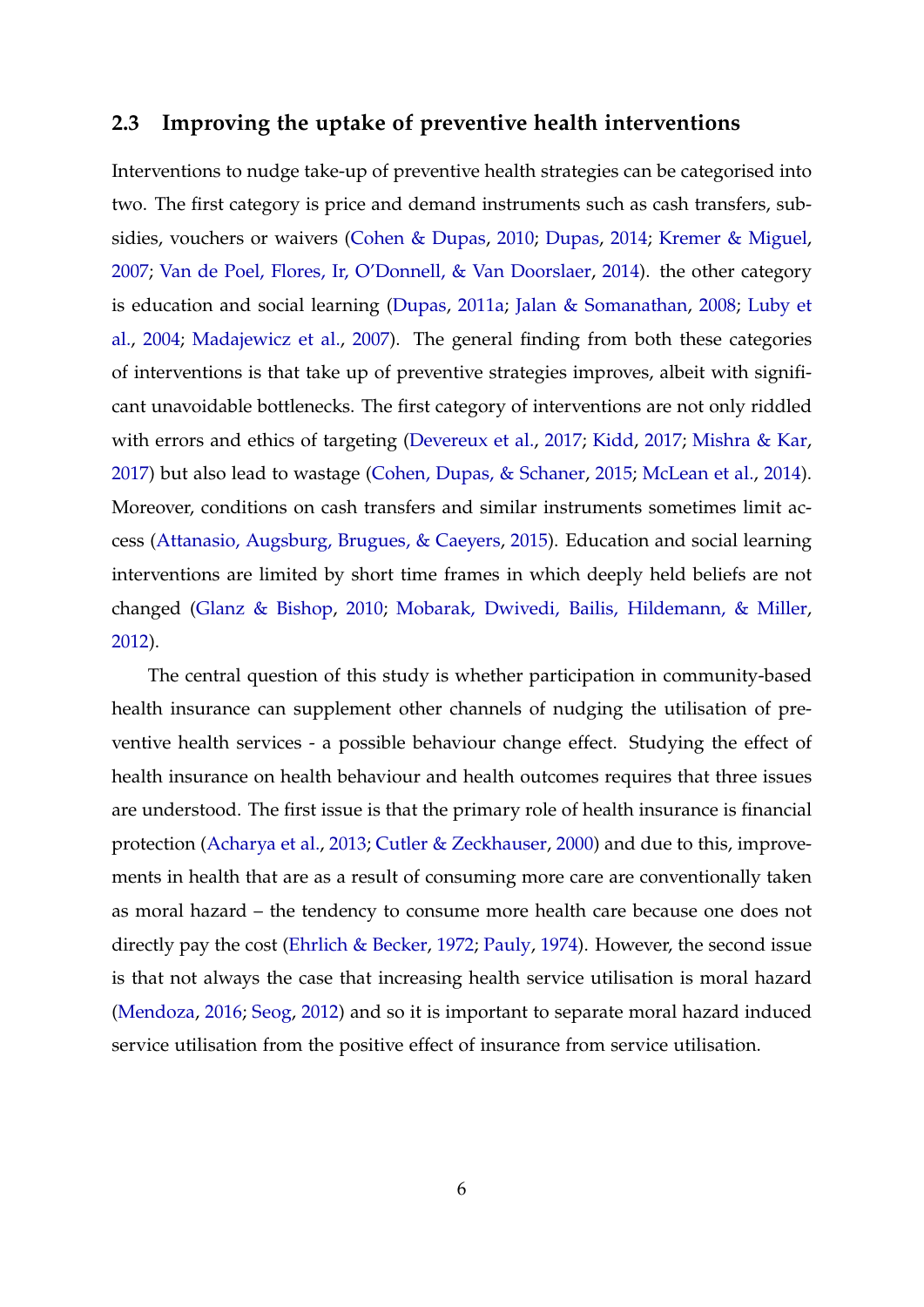## 2.3 Improving the uptake of preventive health interventions

Interventions to nudge take-up of preventive health strategies can be categorised into two. The first category is price and demand instruments such as cash transfers, subsidies, vouchers or waivers (Cohen & Dupas, 2010; Dupas, 2014; Kremer & Miguel, 2007; Van de Poel, Flores, Ir, O'Donnell, & Van Doorslaer, 2014). the other category is education and social learning (Dupas, 2011a; Jalan & Somanathan, 2008; Luby et al., 2004; Madajewicz et al., 2007). The general finding from both these categories of interventions is that take up of preventive strategies improves, albeit with significant unavoidable bottlenecks. The first category of interventions are not only riddled with errors and ethics of targeting (Devereux et al., 2017; Kidd, 2017; Mishra & Kar, 2017) but also lead to wastage (Cohen, Dupas, & Schaner, 2015; McLean et al., 2014). Moreover, conditions on cash transfers and similar instruments sometimes limit access (Attanasio, Augsburg, Brugues, & Caeyers, 2015). Education and social learning interventions are limited by short time frames in which deeply held beliefs are not changed (Glanz & Bishop, 2010; Mobarak, Dwivedi, Bailis, Hildemann, & Miller, 2012).

The central question of this study is whether participation in community-based health insurance can supplement other channels of nudging the utilisation of preventive health services - a possible behaviour change effect. Studying the effect of health insurance on health behaviour and health outcomes requires that three issues are understood. The first issue is that the primary role of health insurance is financial protection (Acharya et al., 2013; Cutler & Zeckhauser, 2000) and due to this, improvements in health that are as a result of consuming more care are conventionally taken as moral hazard – the tendency to consume more health care because one does not directly pay the cost (Ehrlich & Becker, 1972; Pauly, 1974). However, the second issue is that not always the case that increasing health service utilisation is moral hazard (Mendoza, 2016; Seog, 2012) and so it is important to separate moral hazard induced service utilisation from the positive effect of insurance from service utilisation.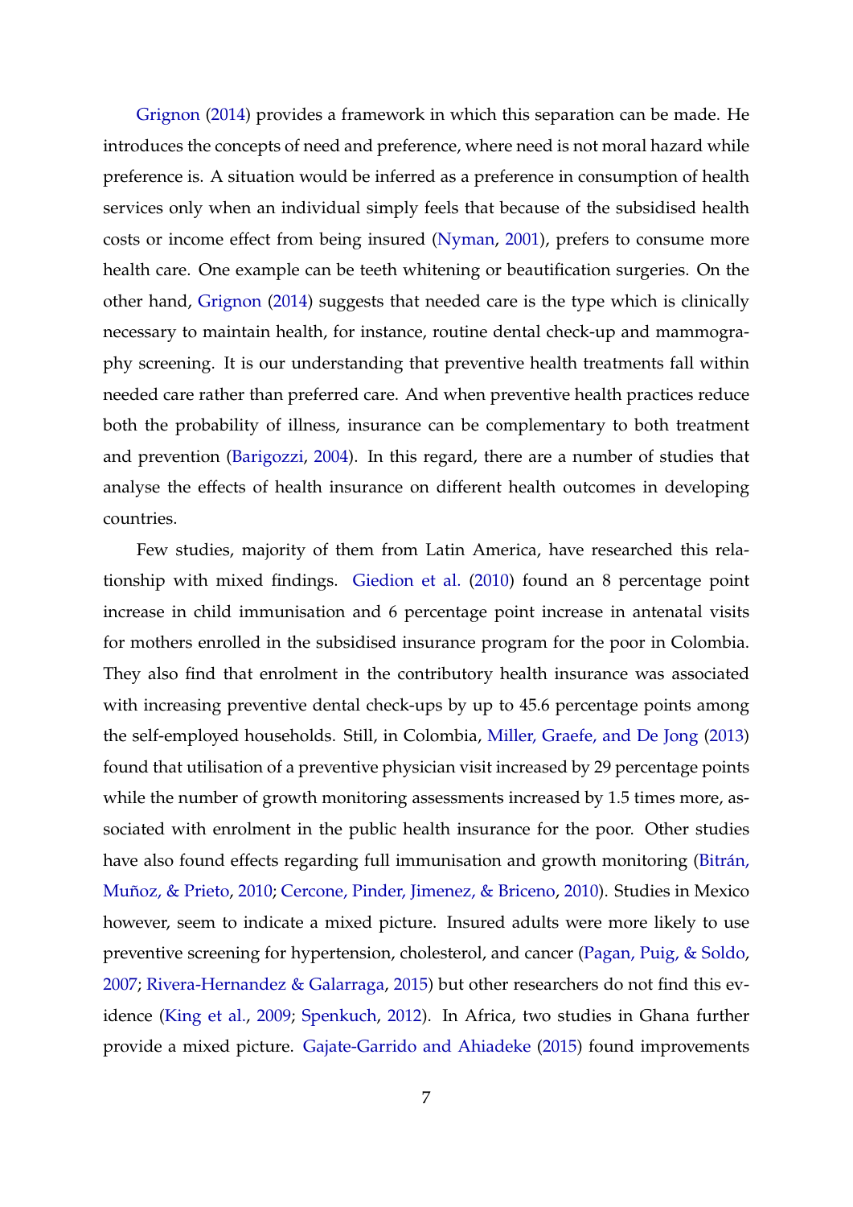Grignon (2014) provides a framework in which this separation can be made. He introduces the concepts of need and preference, where need is not moral hazard while preference is. A situation would be inferred as a preference in consumption of health services only when an individual simply feels that because of the subsidised health costs or income effect from being insured (Nyman, 2001), prefers to consume more health care. One example can be teeth whitening or beautification surgeries. On the other hand, Grignon (2014) suggests that needed care is the type which is clinically necessary to maintain health, for instance, routine dental check-up and mammography screening. It is our understanding that preventive health treatments fall within needed care rather than preferred care. And when preventive health practices reduce both the probability of illness, insurance can be complementary to both treatment and prevention (Barigozzi, 2004). In this regard, there are a number of studies that analyse the effects of health insurance on different health outcomes in developing countries.

Few studies, majority of them from Latin America, have researched this relationship with mixed findings. Giedion et al. (2010) found an 8 percentage point increase in child immunisation and 6 percentage point increase in antenatal visits for mothers enrolled in the subsidised insurance program for the poor in Colombia. They also find that enrolment in the contributory health insurance was associated with increasing preventive dental check-ups by up to 45.6 percentage points among the self-employed households. Still, in Colombia, Miller, Graefe, and De Jong (2013) found that utilisation of a preventive physician visit increased by 29 percentage points while the number of growth monitoring assessments increased by 1.5 times more, associated with enrolment in the public health insurance for the poor. Other studies have also found effects regarding full immunisation and growth monitoring (Bitrán, Muñoz, & Prieto, 2010; Cercone, Pinder, Jimenez, & Briceno, 2010). Studies in Mexico however, seem to indicate a mixed picture. Insured adults were more likely to use preventive screening for hypertension, cholesterol, and cancer (Pagan, Puig, & Soldo, 2007; Rivera-Hernandez & Galarraga, 2015) but other researchers do not find this evidence (King et al., 2009; Spenkuch, 2012). In Africa, two studies in Ghana further provide a mixed picture. Gajate-Garrido and Ahiadeke (2015) found improvements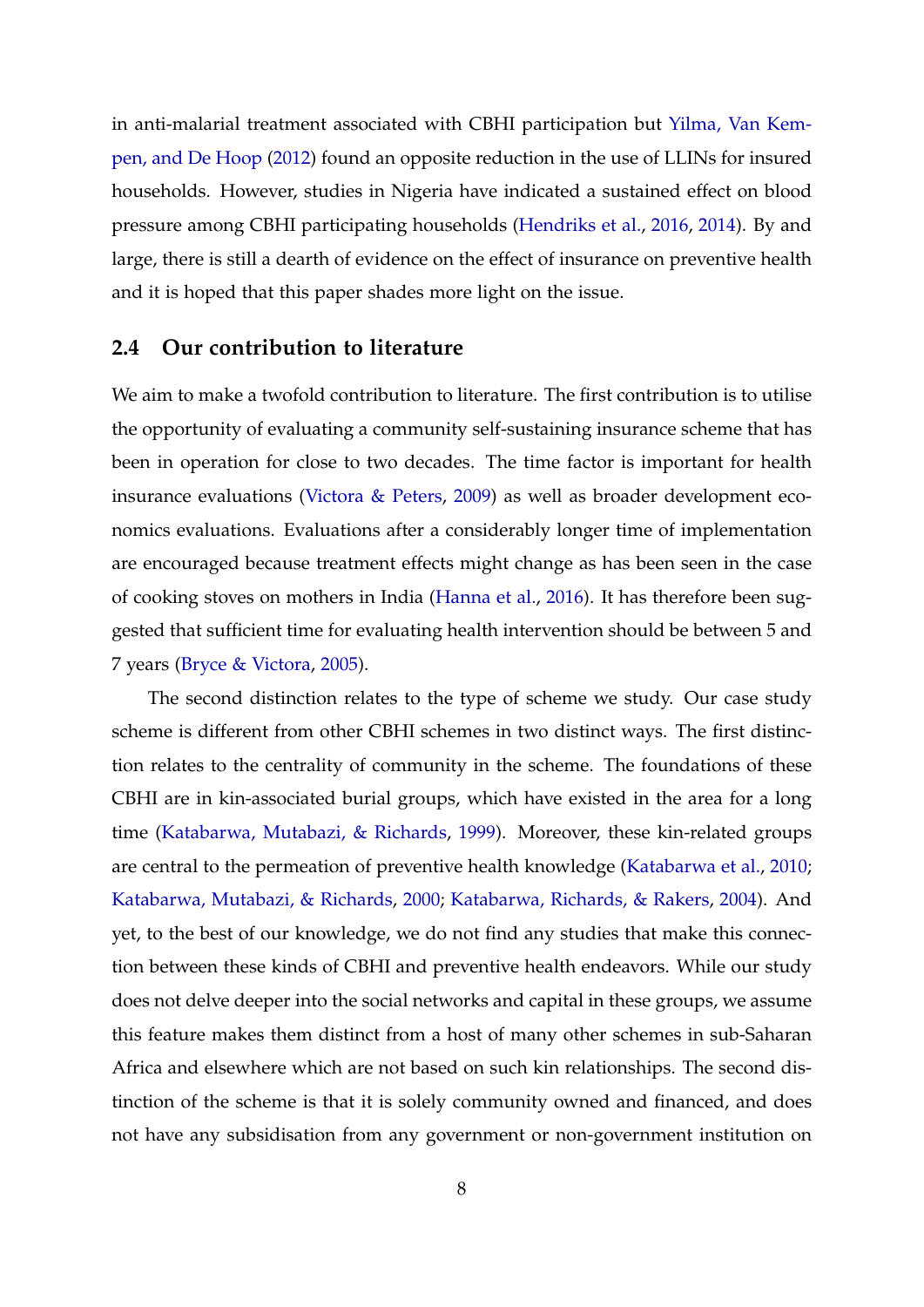in anti-malarial treatment associated with CBHI participation but Yilma, Van Kempen, and De Hoop (2012) found an opposite reduction in the use of LLINs for insured households. However, studies in Nigeria have indicated a sustained effect on blood pressure among CBHI participating households (Hendriks et al., 2016, 2014). By and large, there is still a dearth of evidence on the effect of insurance on preventive health and it is hoped that this paper shades more light on the issue.

## 2.4 Our contribution to literature

We aim to make a twofold contribution to literature. The first contribution is to utilise the opportunity of evaluating a community self-sustaining insurance scheme that has been in operation for close to two decades. The time factor is important for health insurance evaluations (Victora & Peters, 2009) as well as broader development economics evaluations. Evaluations after a considerably longer time of implementation are encouraged because treatment effects might change as has been seen in the case of cooking stoves on mothers in India (Hanna et al., 2016). It has therefore been suggested that sufficient time for evaluating health intervention should be between 5 and 7 years (Bryce & Victora, 2005).

The second distinction relates to the type of scheme we study. Our case study scheme is different from other CBHI schemes in two distinct ways. The first distinction relates to the centrality of community in the scheme. The foundations of these CBHI are in kin-associated burial groups, which have existed in the area for a long time (Katabarwa, Mutabazi, & Richards, 1999). Moreover, these kin-related groups are central to the permeation of preventive health knowledge (Katabarwa et al., 2010; Katabarwa, Mutabazi, & Richards, 2000; Katabarwa, Richards, & Rakers, 2004). And yet, to the best of our knowledge, we do not find any studies that make this connection between these kinds of CBHI and preventive health endeavors. While our study does not delve deeper into the social networks and capital in these groups, we assume this feature makes them distinct from a host of many other schemes in sub-Saharan Africa and elsewhere which are not based on such kin relationships. The second distinction of the scheme is that it is solely community owned and financed, and does not have any subsidisation from any government or non-government institution on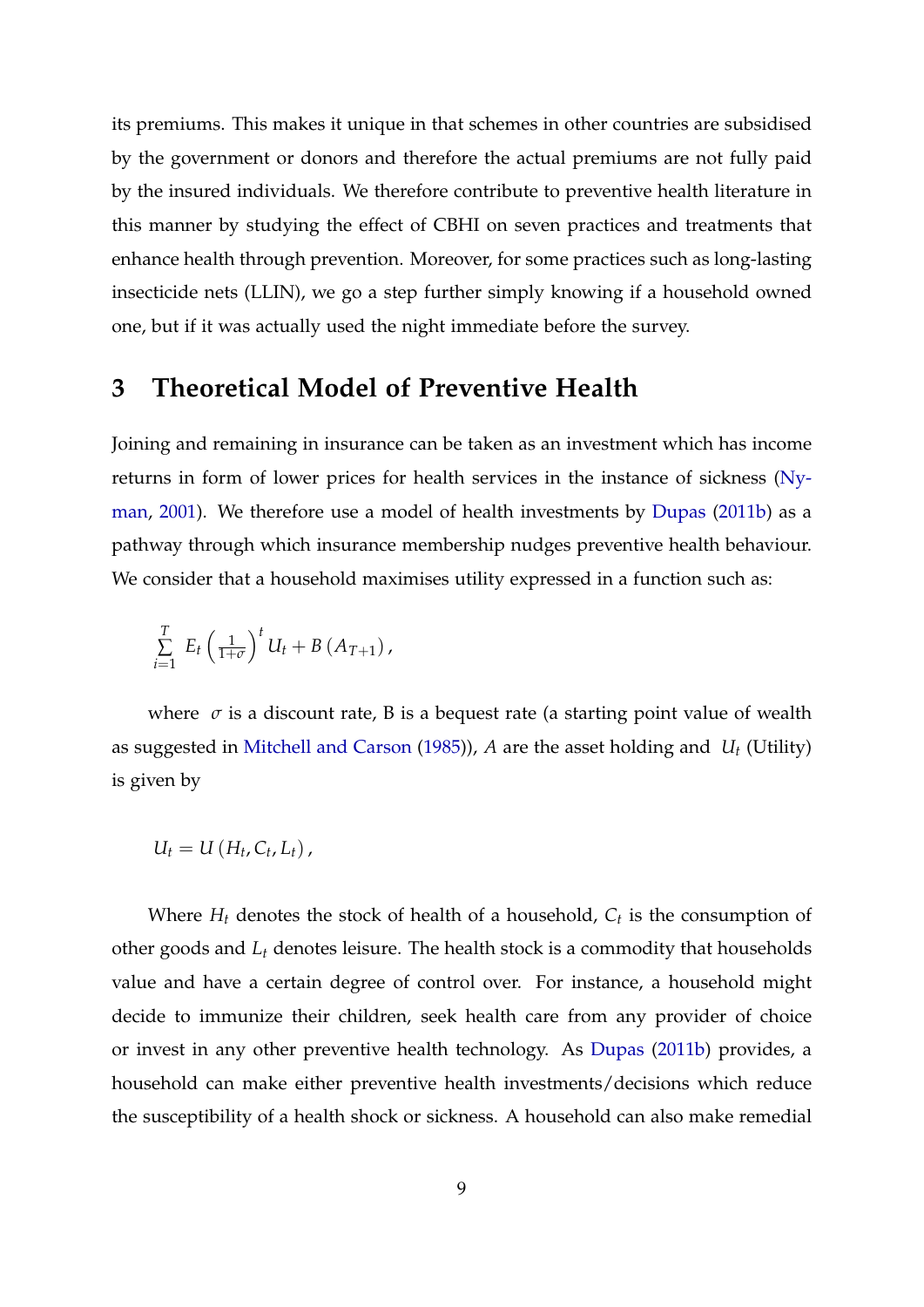its premiums. This makes it unique in that schemes in other countries are subsidised by the government or donors and therefore the actual premiums are not fully paid by the insured individuals. We therefore contribute to preventive health literature in this manner by studying the effect of CBHI on seven practices and treatments that enhance health through prevention. Moreover, for some practices such as long-lasting insecticide nets (LLIN), we go a step further simply knowing if a household owned one, but if it was actually used the night immediate before the survey.

## 3 Theoretical Model of Preventive Health

Joining and remaining in insurance can be taken as an investment which has income returns in form of lower prices for health services in the instance of sickness (Nyman, 2001). We therefore use a model of health investments by Dupas (2011b) as a pathway through which insurance membership nudges preventive health behaviour. We consider that a household maximises utility expressed in a function such as:

$$\sum_{i=1}^{T} E_t \left(\frac{1}{1+\sigma}\right)^t U_t + B\left(A_{T+1}\right),$$

where $\sigma$ is a discount rate, B is a bequest rate (a starting point value of wealth as suggested in Mitchell and Carson (1985)), $A$ are the asset holding and $U_t$ (Utility) is given by

$$U_t = U\left(H_t, C_t, L_t\right),$$

Where $H_t$ denotes the stock of health of a household, $C_t$ is the consumption of other goods and $L_t$ denotes leisure. The health stock is a commodity that households value and have a certain degree of control over. For instance, a household might decide to immunize their children, seek health care from any provider of choice or invest in any other preventive health technology. As Dupas (2011b) provides, a household can make either preventive health investments/decisions which reduce the susceptibility of a health shock or sickness. A household can also make remedial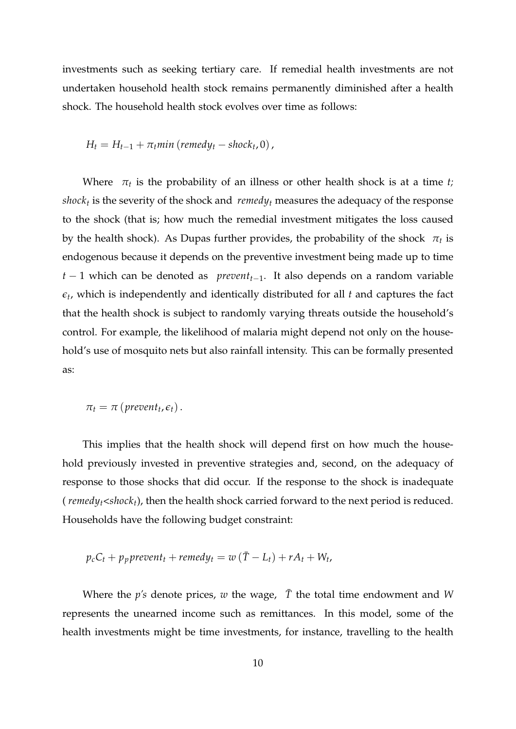investments such as seeking tertiary care. If remedial health investments are not undertaken household health stock remains permanently diminished after a health shock. The household health stock evolves over time as follows:

$$H_t = H_{t-1} + \pi_t min\left(remedy_t - shock_t, 0\right),$$

Where $\pi_t$ is the probability of an illness or other health shock is at a time $t$; $shock_t$ is the severity of the shock and $remedy_t$ measures the adequacy of the response to the shock (that is; how much the remedial investment mitigates the loss caused by the health shock). As Dupas further provides, the probability of the shock $\pi_t$ is endogenous because it depends on the preventive investment being made up to time $t-1$ which can be denoted as $prevent_{t-1}$. It also depends on a random variable $\epsilon_t$, which is independently and identically distributed for all $t$ and captures the fact that the health shock is subject to randomly varying threats outside the household's control. For example, the likelihood of malaria might depend not only on the household's use of mosquito nets but also rainfall intensity. This can be formally presented as:

$$\pi_t = \pi\left(prevent_t, \epsilon_t\right).$$

This implies that the health shock will depend first on how much the household previously invested in preventive strategies and, second, on the adequacy of response to those shocks that did occur. If the response to the shock is inadequate ($remedy_t < shock_t$), then the health shock carried forward to the next period is reduced. Households have the following budget constraint:

$$p_c C_t + p_p prevent_t + remedy_t = w\left(\bar{T} - L_t\right) + rA_t + W_t,$$

Where the $p$'s denote prices, $w$ the wage, $\bar{T}$ the total time endowment and $W$ represents the unearned income such as remittances. In this model, some of the health investments might be time investments, for instance, travelling to the health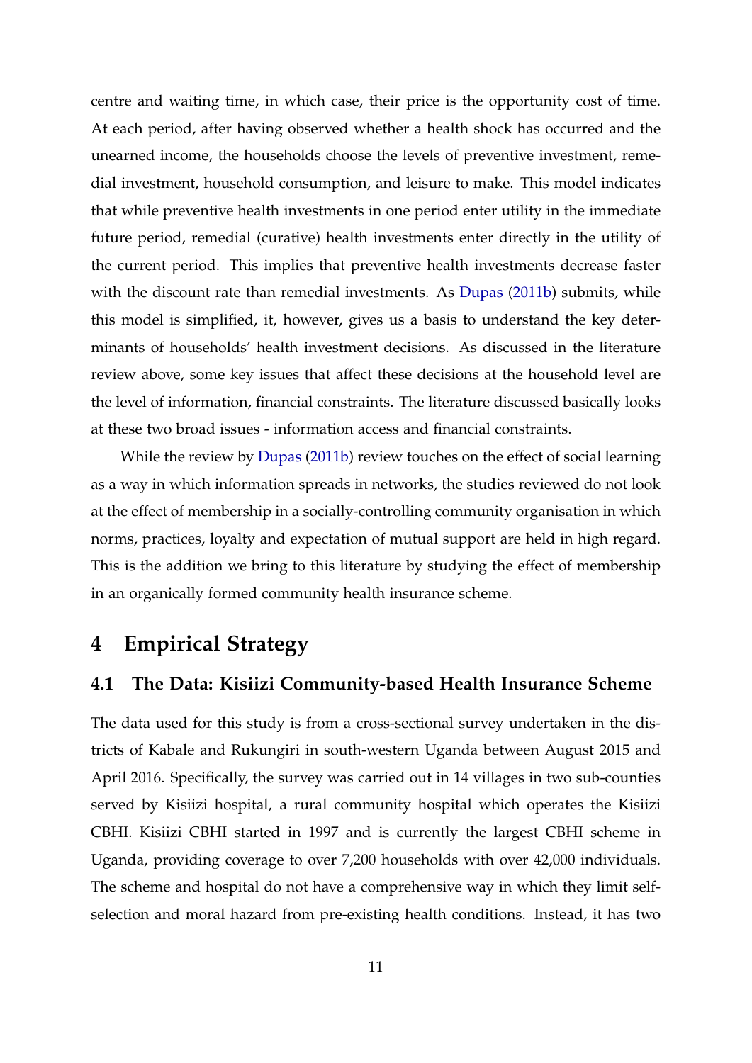centre and waiting time, in which case, their price is the opportunity cost of time. At each period, after having observed whether a health shock has occurred and the unearned income, the households choose the levels of preventive investment, remedial investment, household consumption, and leisure to make. This model indicates that while preventive health investments in one period enter utility in the immediate future period, remedial (curative) health investments enter directly in the utility of the current period. This implies that preventive health investments decrease faster with the discount rate than remedial investments. As Dupas (2011b) submits, while this model is simplified, it, however, gives us a basis to understand the key determinants of households' health investment decisions. As discussed in the literature review above, some key issues that affect these decisions at the household level are the level of information, financial constraints. The literature discussed basically looks at these two broad issues - information access and financial constraints.

While the review by Dupas (2011b) review touches on the effect of social learning as a way in which information spreads in networks, the studies reviewed do not look at the effect of membership in a socially-controlling community organisation in which norms, practices, loyalty and expectation of mutual support are held in high regard. This is the addition we bring to this literature by studying the effect of membership in an organically formed community health insurance scheme.

# 4 Empirical Strategy

## 4.1 The Data: Kisiizi Community-based Health Insurance Scheme

The data used for this study is from a cross-sectional survey undertaken in the districts of Kabale and Rukungiri in south-western Uganda between August 2015 and April 2016. Specifically, the survey was carried out in 14 villages in two sub-counties served by Kisiizi hospital, a rural community hospital which operates the Kisiizi CBHI. Kisiizi CBHI started in 1997 and is currently the largest CBHI scheme in Uganda, providing coverage to over 7,200 households with over 42,000 individuals. The scheme and hospital do not have a comprehensive way in which they limit self-selection and moral hazard from pre-existing health conditions. Instead, it has two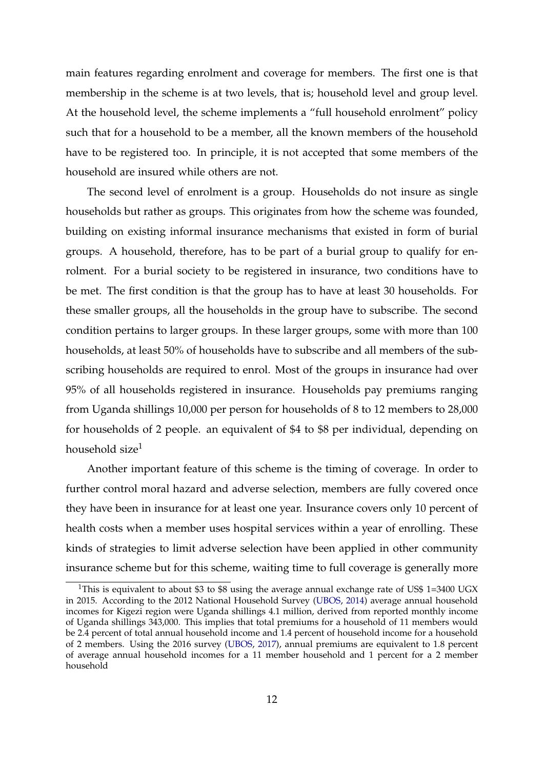main features regarding enrolment and coverage for members. The first one is that membership in the scheme is at two levels, that is; household level and group level. At the household level, the scheme implements a "full household enrolment" policy such that for a household to be a member, all the known members of the household have to be registered too. In principle, it is not accepted that some members of the household are insured while others are not.

The second level of enrolment is a group. Households do not insure as single households but rather as groups. This originates from how the scheme was founded, building on existing informal insurance mechanisms that existed in form of burial groups. A household, therefore, has to be part of a burial group to qualify for enrolment. For a burial society to be registered in insurance, two conditions have to be met. The first condition is that the group has to have at least 30 households. For these smaller groups, all the households in the group have to subscribe. The second condition pertains to larger groups. In these larger groups, some with more than 100 households, at least 50% of households have to subscribe and all members of the subscribing households are required to enrol. Most of the groups in insurance had over 95% of all households registered in insurance. Households pay premiums ranging from Uganda shillings 10,000 per person for households of 8 to 12 members to 28,000 for households of 2 people. an equivalent of \$4 to \$8 per individual, depending on household size[1]

Another important feature of this scheme is the timing of coverage. In order to further control moral hazard and adverse selection, members are fully covered once they have been in insurance for at least one year. Insurance covers only 10 percent of health costs when a member uses hospital services within a year of enrolling. These kinds of strategies to limit adverse selection have been applied in other community insurance scheme but for this scheme, waiting time to full coverage is generally more

[1]This is equivalent to about \$3 to \$8 using the average annual exchange rate of US\$ 1=3400 UGX in 2015. According to the 2012 National Household Survey (UBOS, 2014) average annual household incomes for Kigezi region were Uganda shillings 4.1 million, derived from reported monthly income of Uganda shillings 343,000. This implies that total premiums for a household of 11 members would be 2.4 percent of total annual household income and 1.4 percent of household income for a household of 2 members. Using the 2016 survey (UBOS, 2017), annual premiums are equivalent to 1.8 percent of average annual household incomes for a 11 member household and 1 percent for a 2 member household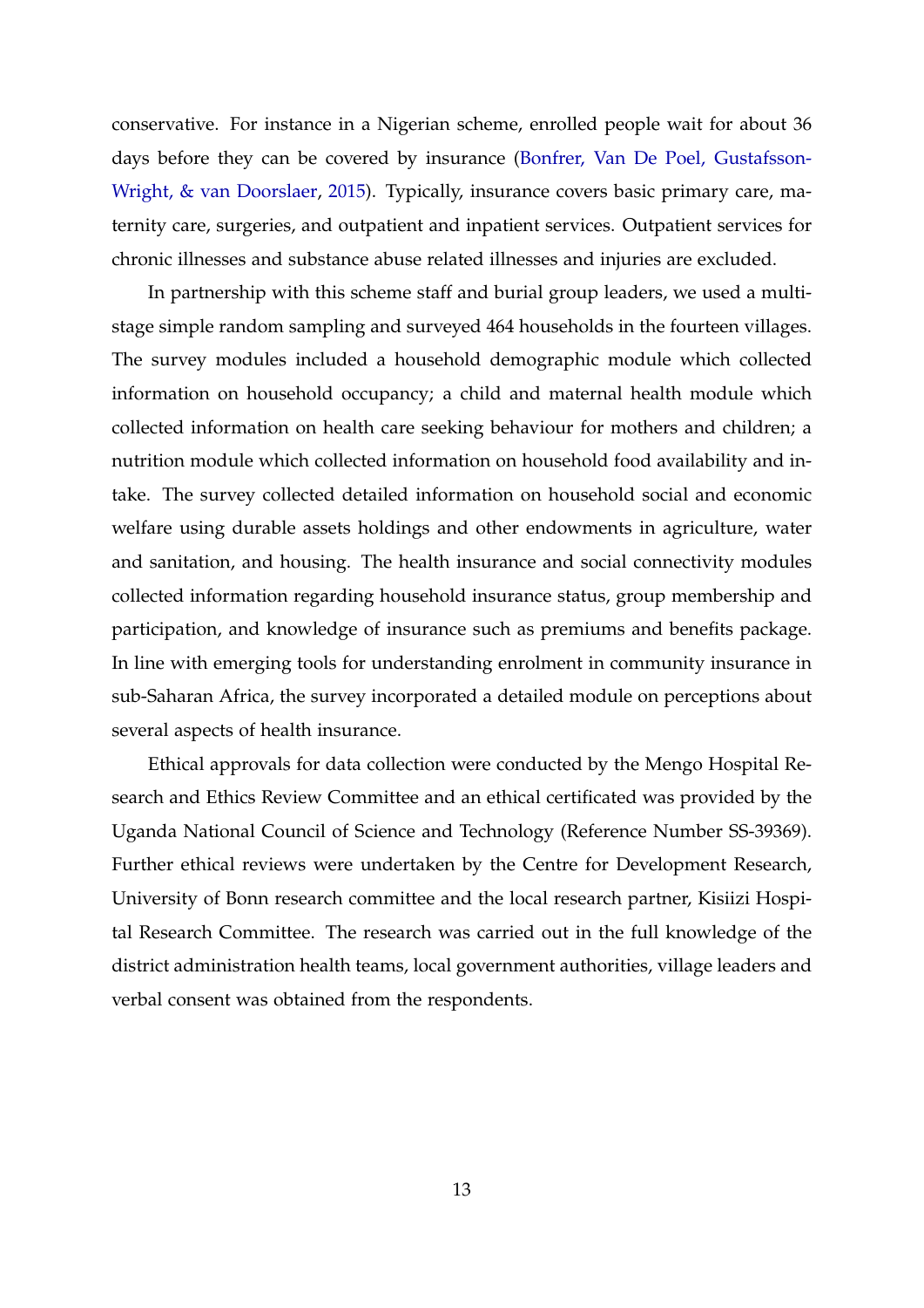conservative. For instance in a Nigerian scheme, enrolled people wait for about 36 days before they can be covered by insurance (Bonfrer, Van De Poel, Gustafsson-Wright, & van Doorslaer, 2015). Typically, insurance covers basic primary care, maternity care, surgeries, and outpatient and inpatient services. Outpatient services for chronic illnesses and substance abuse related illnesses and injuries are excluded.

In partnership with this scheme staff and burial group leaders, we used a multi-stage simple random sampling and surveyed 464 households in the fourteen villages. The survey modules included a household demographic module which collected information on household occupancy; a child and maternal health module which collected information on health care seeking behaviour for mothers and children; a nutrition module which collected information on household food availability and intake. The survey collected detailed information on household social and economic welfare using durable assets holdings and other endowments in agriculture, water and sanitation, and housing. The health insurance and social connectivity modules collected information regarding household insurance status, group membership and participation, and knowledge of insurance such as premiums and benefits package. In line with emerging tools for understanding enrolment in community insurance in sub-Saharan Africa, the survey incorporated a detailed module on perceptions about several aspects of health insurance.

Ethical approvals for data collection were conducted by the Mengo Hospital Research and Ethics Review Committee and an ethical certificated was provided by the Uganda National Council of Science and Technology (Reference Number SS-39369). Further ethical reviews were undertaken by the Centre for Development Research, University of Bonn research committee and the local research partner, Kisiizi Hospital Research Committee. The research was carried out in the full knowledge of the district administration health teams, local government authorities, village leaders and verbal consent was obtained from the respondents.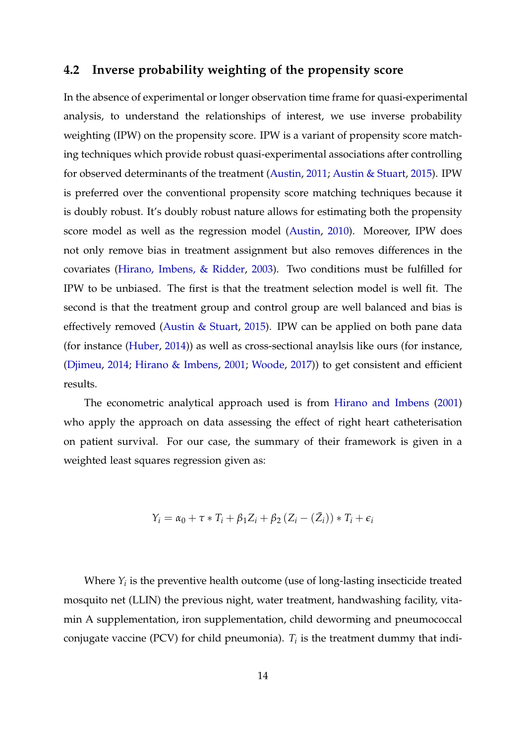### 4.2 Inverse probability weighting of the propensity score

In the absence of experimental or longer observation time frame for quasi-experimental analysis, to understand the relationships of interest, we use inverse probability weighting (IPW) on the propensity score. IPW is a variant of propensity score matching techniques which provide robust quasi-experimental associations after controlling for observed determinants of the treatment (Austin, 2011; Austin & Stuart, 2015). IPW is preferred over the conventional propensity score matching techniques because it is doubly robust. It's doubly robust nature allows for estimating both the propensity score model as well as the regression model (Austin, 2010). Moreover, IPW does not only remove bias in treatment assignment but also removes differences in the covariates (Hirano, Imbens, & Ridder, 2003). Two conditions must be fulfilled for IPW to be unbiased. The first is that the treatment selection model is well fit. The second is that the treatment group and control group are well balanced and bias is effectively removed (Austin & Stuart, 2015). IPW can be applied on both pane data (for instance (Huber, 2014)) as well as cross-sectional anaylsis like ours (for instance, (Djimeu, 2014; Hirano & Imbens, 2001; Woode, 2017)) to get consistent and efficient results.

The econometric analytical approach used is from Hirano and Imbens (2001) who apply the approach on data assessing the effect of right heart catheterisation on patient survival. For our case, the summary of their framework is given in a weighted least squares regression given as:

$$Y_i = \alpha_0 + \tau * T_i + \beta_1 Z_i + \beta_2 \left(Z_i - (\bar{Z}_i)\right) * T_i + \epsilon_i$$

Where $Y_i$ is the preventive health outcome (use of long-lasting insecticide treated mosquito net (LLIN) the previous night, water treatment, handwashing facility, vitamin A supplementation, iron supplementation, child deworming and pneumococcal conjugate vaccine (PCV) for child pneumonia). $T_i$ is the treatment dummy that indi-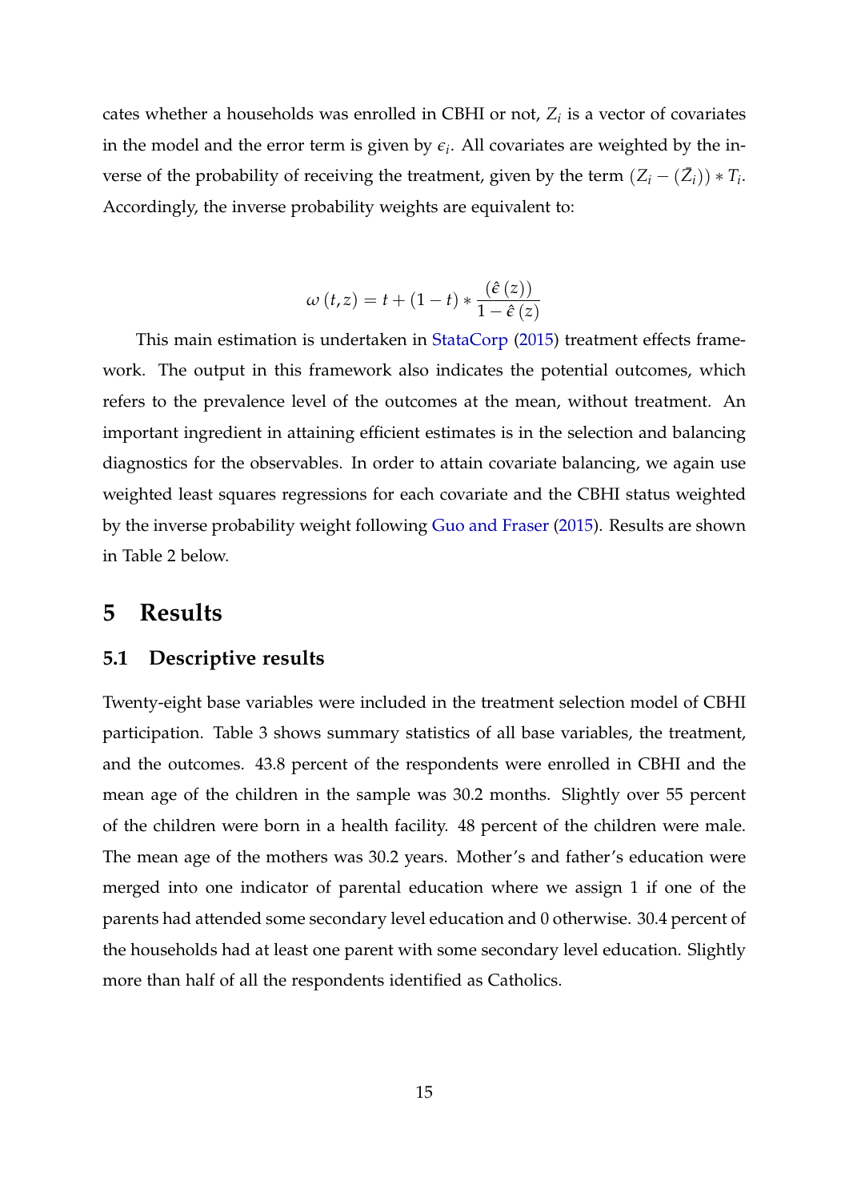cates whether a households was enrolled in CBHI or not, $Z_i$ is a vector of covariates in the model and the error term is given by $\epsilon_i$. All covariates are weighted by the inverse of the probability of receiving the treatment, given by the term $(Z_i - (\bar{Z}_i)) * T_i$. Accordingly, the inverse probability weights are equivalent to:

$$\omega(t, z) = t + (1 - t) * \frac{(\hat{e}(z))}{1 - \hat{e}(z)}$$

This main estimation is undertaken in StataCorp (2015) treatment effects framework. The output in this framework also indicates the potential outcomes, which refers to the prevalence level of the outcomes at the mean, without treatment. An important ingredient in attaining efficient estimates is in the selection and balancing diagnostics for the observables. In order to attain covariate balancing, we again use weighted least squares regressions for each covariate and the CBHI status weighted by the inverse probability weight following Guo and Fraser (2015). Results are shown in Table 2 below.

# 5 Results

## 5.1 Descriptive results

Twenty-eight base variables were included in the treatment selection model of CBHI participation. Table 3 shows summary statistics of all base variables, the treatment, and the outcomes. 43.8 percent of the respondents were enrolled in CBHI and the mean age of the children in the sample was 30.2 months. Slightly over 55 percent of the children were born in a health facility. 48 percent of the children were male. The mean age of the mothers was 30.2 years. Mother's and father's education were merged into one indicator of parental education where we assign 1 if one of the parents had attended some secondary level education and 0 otherwise. 30.4 percent of the households had at least one parent with some secondary level education. Slightly more than half of all the respondents identified as Catholics.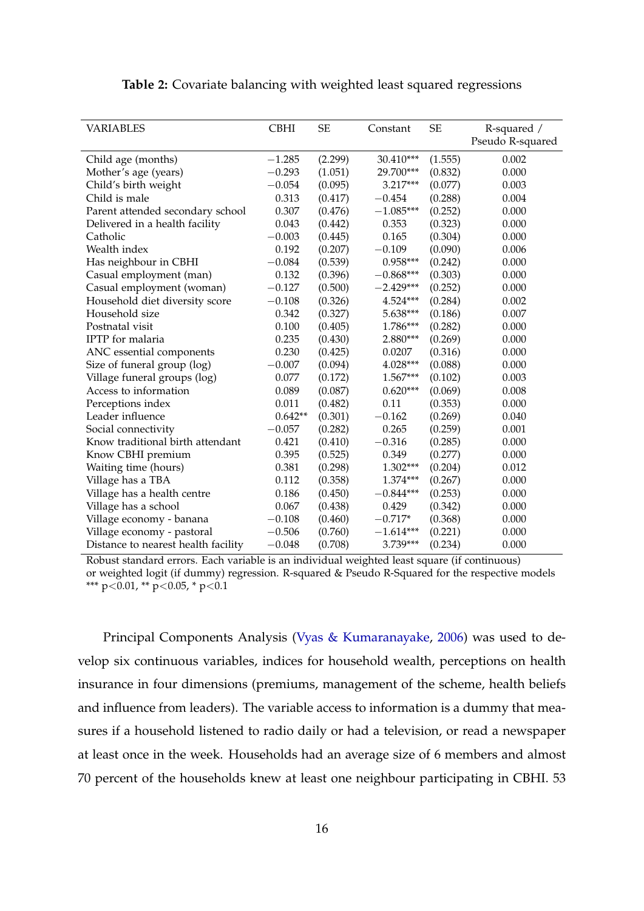**Table 2:** Covariate balancing with weighted least squared regressions

| VARIABLES | CBHI | SE | Constant | SE | R-squared / Pseudo R-squared |
|---|---|---|---|---|---|
| Child age (months) | −1.285 | (2.299) | 30.410*** | (1.555) | 0.002 |
| Mother's age (years) | −0.293 | (1.051) | 29.700*** | (0.832) | 0.000 |
| Child's birth weight | −0.054 | (0.095) | 3.217*** | (0.077) | 0.003 |
| Child is male | 0.313 | (0.417) | −0.454 | (0.288) | 0.004 |
| Parent attended secondary school | 0.307 | (0.476) | −1.085*** | (0.252) | 0.000 |
| Delivered in a health facility | 0.043 | (0.442) | 0.353 | (0.323) | 0.000 |
| Catholic | −0.003 | (0.445) | 0.165 | (0.304) | 0.000 |
| Wealth index | 0.192 | (0.207) | −0.109 | (0.090) | 0.006 |
| Has neighbour in CBHI | −0.084 | (0.539) | 0.958*** | (0.242) | 0.000 |
| Casual employment (man) | 0.132 | (0.396) | −0.868*** | (0.303) | 0.000 |
| Casual employment (woman) | −0.127 | (0.500) | −2.429*** | (0.252) | 0.000 |
| Household diet diversity score | −0.108 | (0.326) | 4.524*** | (0.284) | 0.002 |
| Household size | 0.342 | (0.327) | 5.638*** | (0.186) | 0.007 |
| Postnatal visit | 0.100 | (0.405) | 1.786*** | (0.282) | 0.000 |
| IPTP for malaria | 0.235 | (0.430) | 2.880*** | (0.269) | 0.000 |
| ANC essential components | 0.230 | (0.425) | 0.0207 | (0.316) | 0.000 |
| Size of funeral group (log) | −0.007 | (0.094) | 4.028*** | (0.088) | 0.000 |
| Village funeral groups (log) | 0.077 | (0.172) | 1.567*** | (0.102) | 0.003 |
| Access to information | 0.089 | (0.087) | 0.620*** | (0.069) | 0.008 |
| Perceptions index | 0.011 | (0.482) | 0.11 | (0.353) | 0.000 |
| Leader influence | 0.642** | (0.301) | −0.162 | (0.269) | 0.040 |
| Social connectivity | −0.057 | (0.282) | 0.265 | (0.259) | 0.001 |
| Know traditional birth attendant | 0.421 | (0.410) | −0.316 | (0.285) | 0.000 |
| Know CBHI premium | 0.395 | (0.525) | 0.349 | (0.277) | 0.000 |
| Waiting time (hours) | 0.381 | (0.298) | 1.302*** | (0.204) | 0.012 |
| Village has a TBA | 0.112 | (0.358) | 1.374*** | (0.267) | 0.000 |
| Village has a health centre | 0.186 | (0.450) | −0.844*** | (0.253) | 0.000 |
| Village has a school | 0.067 | (0.438) | 0.429 | (0.342) | 0.000 |
| Village economy - banana | −0.108 | (0.460) | −0.717* | (0.368) | 0.000 |
| Village economy - pastoral | −0.506 | (0.760) | −1.614*** | (0.221) | 0.000 |
| Distance to nearest health facility | −0.048 | (0.708) | 3.739*** | (0.234) | 0.000 |

Robust standard errors. Each variable is an individual weighted least square (if continuous) or weighted logit (if dummy) regression. R-squared & Pseudo R-Squared for the respective models
*** $p<0.01$, ** $p<0.05$, * $p<0.1$

Principal Components Analysis (Vyas & Kumaranayake, 2006) was used to develop six continuous variables, indices for household wealth, perceptions on health insurance in four dimensions (premiums, management of the scheme, health beliefs and influence from leaders). The variable access to information is a dummy that measures if a household listened to radio daily or had a television, or read a newspaper at least once in the week. Households had an average size of 6 members and almost 70 percent of the households knew at least one neighbour participating in CBHI. 53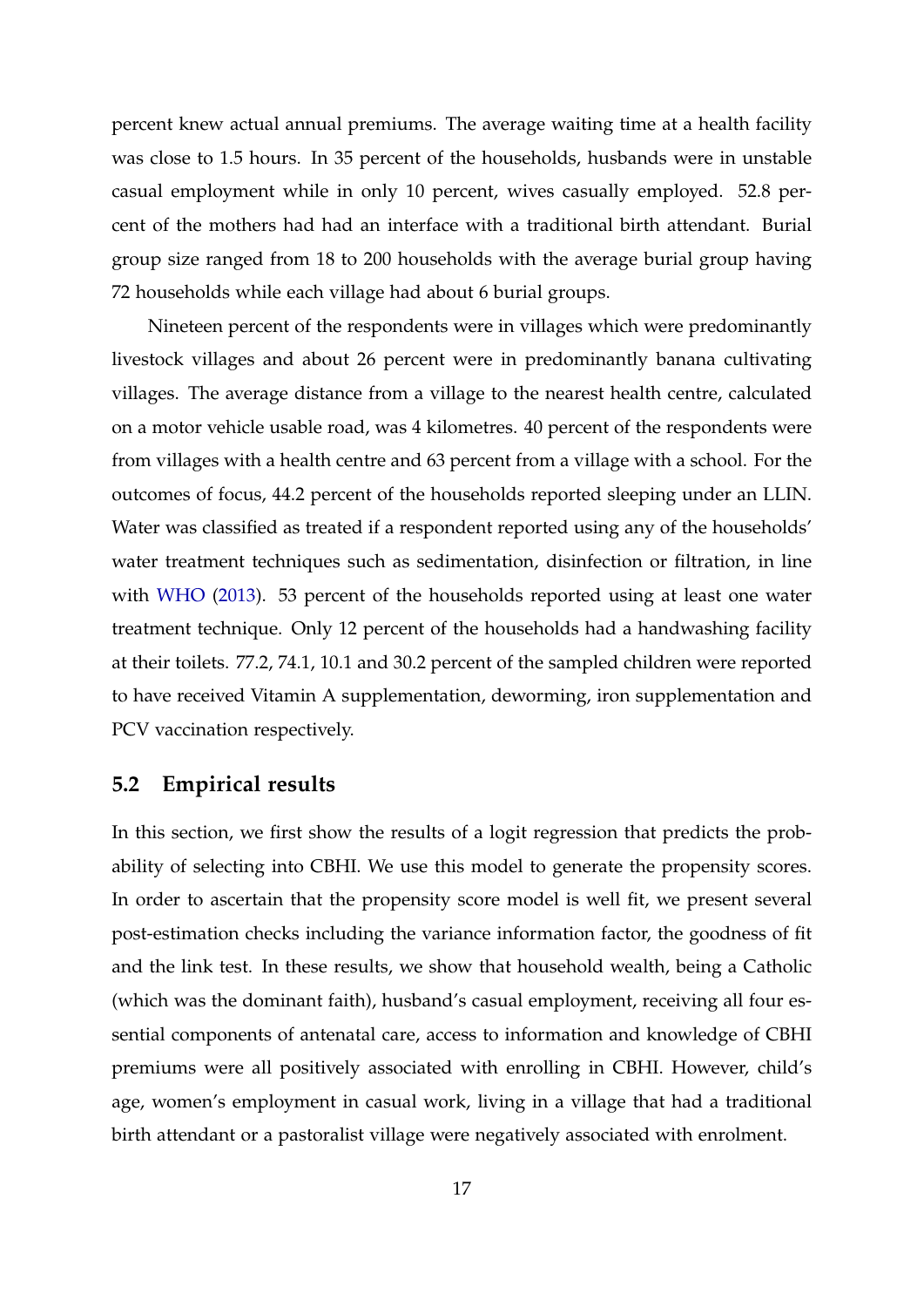percent knew actual annual premiums. The average waiting time at a health facility was close to 1.5 hours. In 35 percent of the households, husbands were in unstable casual employment while in only 10 percent, wives casually employed. 52.8 percent of the mothers had had an interface with a traditional birth attendant. Burial group size ranged from 18 to 200 households with the average burial group having 72 households while each village had about 6 burial groups.

Nineteen percent of the respondents were in villages which were predominantly livestock villages and about 26 percent were in predominantly banana cultivating villages. The average distance from a village to the nearest health centre, calculated on a motor vehicle usable road, was 4 kilometres. 40 percent of the respondents were from villages with a health centre and 63 percent from a village with a school. For the outcomes of focus, 44.2 percent of the households reported sleeping under an LLIN. Water was classified as treated if a respondent reported using any of the households' water treatment techniques such as sedimentation, disinfection or filtration, in line with WHO (2013). 53 percent of the households reported using at least one water treatment technique. Only 12 percent of the households had a handwashing facility at their toilets. 77.2, 74.1, 10.1 and 30.2 percent of the sampled children were reported to have received Vitamin A supplementation, deworming, iron supplementation and PCV vaccination respectively.

## 5.2 Empirical results

In this section, we first show the results of a logit regression that predicts the probability of selecting into CBHI. We use this model to generate the propensity scores. In order to ascertain that the propensity score model is well fit, we present several post-estimation checks including the variance information factor, the goodness of fit and the link test. In these results, we show that household wealth, being a Catholic (which was the dominant faith), husband's casual employment, receiving all four essential components of antenatal care, access to information and knowledge of CBHI premiums were all positively associated with enrolling in CBHI. However, child's age, women's employment in casual work, living in a village that had a traditional birth attendant or a pastoralist village were negatively associated with enrolment.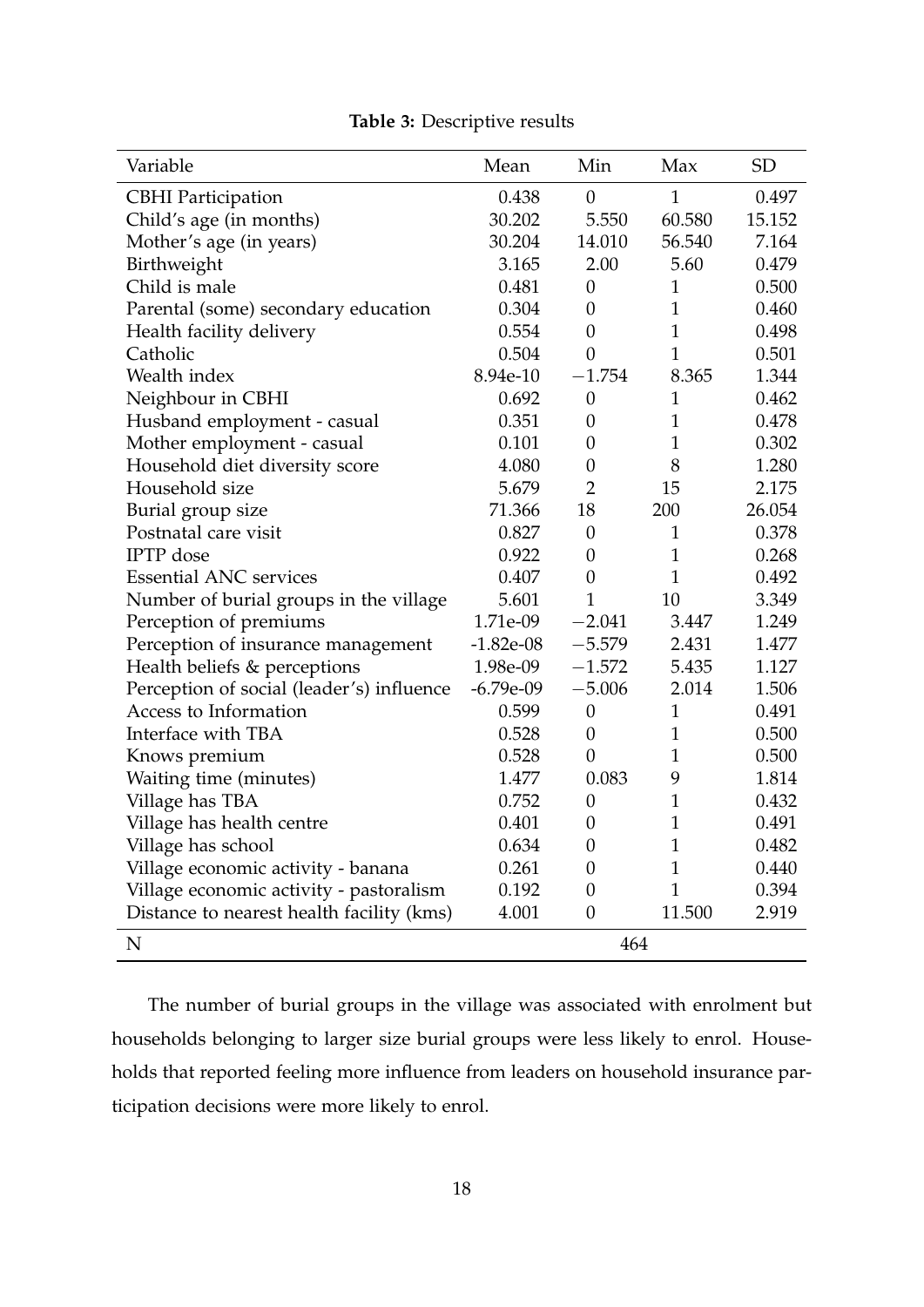**Table 3:** Descriptive results

| Variable | Mean | Min | Max | SD |
|---|---|---|---|---|
| CBHI Participation | 0.438 | 0 | 1 | 0.497 |
| Child's age (in months) | 30.202 | 5.550 | 60.580 | 15.152 |
| Mother's age (in years) | 30.204 | 14.010 | 56.540 | 7.164 |
| Birthweight | 3.165 | 2.00 | 5.60 | 0.479 |
| Child is male | 0.481 | 0 | 1 | 0.500 |
| Parental (some) secondary education | 0.304 | 0 | 1 | 0.460 |
| Health facility delivery | 0.554 | 0 | 1 | 0.498 |
| Catholic | 0.504 | 0 | 1 | 0.501 |
| Wealth index | 8.94e-10 | −1.754 | 8.365 | 1.344 |
| Neighbour in CBHI | 0.692 | 0 | 1 | 0.462 |
| Husband employment - casual | 0.351 | 0 | 1 | 0.478 |
| Mother employment - casual | 0.101 | 0 | 1 | 0.302 |
| Household diet diversity score | 4.080 | 0 | 8 | 1.280 |
| Household size | 5.679 | 2 | 15 | 2.175 |
| Burial group size | 71.366 | 18 | 200 | 26.054 |
| Postnatal care visit | 0.827 | 0 | 1 | 0.378 |
| IPTP dose | 0.922 | 0 | 1 | 0.268 |
| Essential ANC services | 0.407 | 0 | 1 | 0.492 |
| Number of burial groups in the village | 5.601 | 1 | 10 | 3.349 |
| Perception of premiums | 1.71e-09 | −2.041 | 3.447 | 1.249 |
| Perception of insurance management | -1.82e-08 | −5.579 | 2.431 | 1.477 |
| Health beliefs & perceptions | 1.98e-09 | −1.572 | 5.435 | 1.127 |
| Perception of social (leader's) influence | -6.79e-09 | −5.006 | 2.014 | 1.506 |
| Access to Information | 0.599 | 0 | 1 | 0.491 |
| Interface with TBA | 0.528 | 0 | 1 | 0.500 |
| Knows premium | 0.528 | 0 | 1 | 0.500 |
| Waiting time (minutes) | 1.477 | 0.083 | 9 | 1.814 |
| Village has TBA | 0.752 | 0 | 1 | 0.432 |
| Village has health centre | 0.401 | 0 | 1 | 0.491 |
| Village has school | 0.634 | 0 | 1 | 0.482 |
| Village economic activity - banana | 0.261 | 0 | 1 | 0.440 |
| Village economic activity - pastoralism | 0.192 | 0 | 1 | 0.394 |
| Distance to nearest health facility (kms) | 4.001 | 0 | 11.500 | 2.919 |
| N | | 464 | | |

The number of burial groups in the village was associated with enrolment but households belonging to larger size burial groups were less likely to enrol. Households that reported feeling more influence from leaders on household insurance participation decisions were more likely to enrol.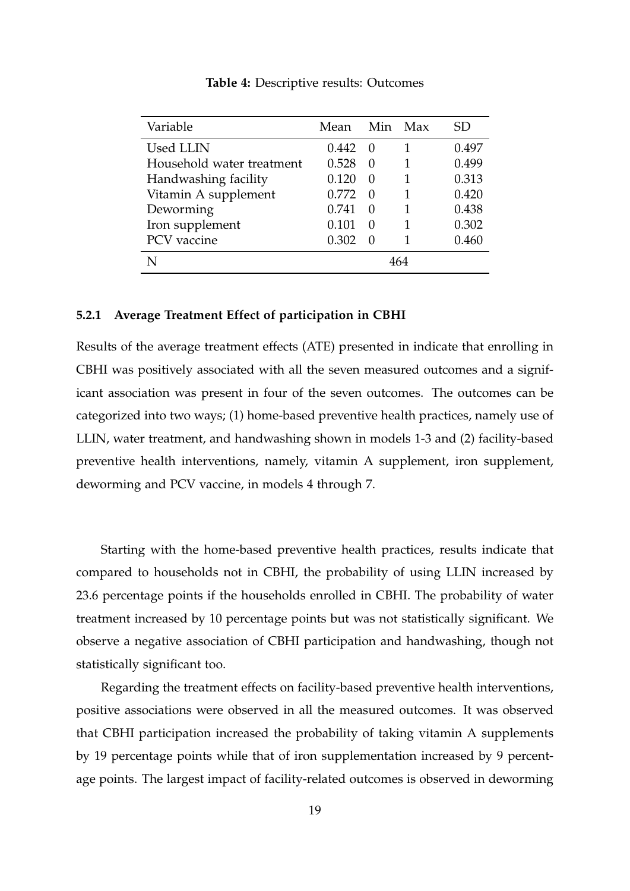**Table 4:** Descriptive results: Outcomes

| Variable | Mean | Min | Max | SD |
|---|---|---|---|---|
| Used LLIN | 0.442 | 0 | 1 | 0.497 |
| Household water treatment | 0.528 | 0 | 1 | 0.499 |
| Handwashing facility | 0.120 | 0 | 1 | 0.313 |
| Vitamin A supplement | 0.772 | 0 | 1 | 0.420 |
| Deworming | 0.741 | 0 | 1 | 0.438 |
| Iron supplement | 0.101 | 0 | 1 | 0.302 |
| PCV vaccine | 0.302 | 0 | 1 | 0.460 |
| N | | | 464 | |

#### 5.2.1 Average Treatment Effect of participation in CBHI

Results of the average treatment effects (ATE) presented in indicate that enrolling in CBHI was positively associated with all the seven measured outcomes and a significant association was present in four of the seven outcomes. The outcomes can be categorized into two ways; (1) home-based preventive health practices, namely use of LLIN, water treatment, and handwashing shown in models 1-3 and (2) facility-based preventive health interventions, namely, vitamin A supplement, iron supplement, deworming and PCV vaccine, in models 4 through 7.

Starting with the home-based preventive health practices, results indicate that compared to households not in CBHI, the probability of using LLIN increased by 23.6 percentage points if the households enrolled in CBHI. The probability of water treatment increased by 10 percentage points but was not statistically significant. We observe a negative association of CBHI participation and handwashing, though not statistically significant too.

Regarding the treatment effects on facility-based preventive health interventions, positive associations were observed in all the measured outcomes. It was observed that CBHI participation increased the probability of taking vitamin A supplements by 19 percentage points while that of iron supplementation increased by 9 percentage points. The largest impact of facility-related outcomes is observed in deworming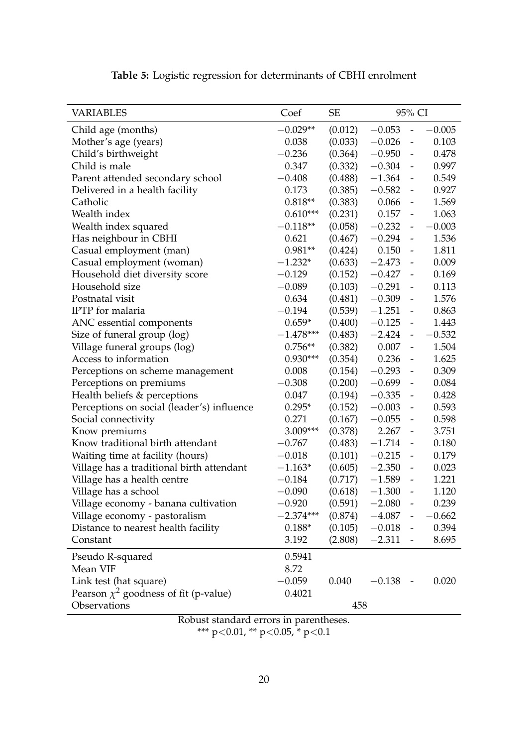**Table 5:** Logistic regression for determinants of CBHI enrolment

| VARIABLES | Coef | SE | 95% CI |
|---|---|---|---|
| Child age (months) | −0.029** | (0.012) | −0.053 - −0.005 |
| Mother's age (years) | 0.038 | (0.033) | −0.026 - 0.103 |
| Child's birthweight | −0.236 | (0.364) | −0.950 - 0.478 |
| Child is male | 0.347 | (0.332) | −0.304 - 0.997 |
| Parent attended secondary school | −0.408 | (0.488) | −1.364 - 0.549 |
| Delivered in a health facility | 0.173 | (0.385) | −0.582 - 0.927 |
| Catholic | 0.818** | (0.383) | 0.066 - 1.569 |
| Wealth index | 0.610*** | (0.231) | 0.157 - 1.063 |
| Wealth index squared | −0.118** | (0.058) | −0.232 - −0.003 |
| Has neighbour in CBHI | 0.621 | (0.467) | −0.294 - 1.536 |
| Casual employment (man) | 0.981** | (0.424) | 0.150 - 1.811 |
| Casual employment (woman) | −1.232* | (0.633) | −2.473 - 0.009 |
| Household diet diversity score | −0.129 | (0.152) | −0.427 - 0.169 |
| Household size | −0.089 | (0.103) | −0.291 - 0.113 |
| Postnatal visit | 0.634 | (0.481) | −0.309 - 1.576 |
| IPTP for malaria | −0.194 | (0.539) | −1.251 - 0.863 |
| ANC essential components | 0.659* | (0.400) | −0.125 - 1.443 |
| Size of funeral group (log) | −1.478*** | (0.483) | −2.424 - −0.532 |
| Village funeral groups (log) | 0.756** | (0.382) | 0.007 - 1.504 |
| Access to information | 0.930*** | (0.354) | 0.236 - 1.625 |
| Perceptions on scheme management | 0.008 | (0.154) | −0.293 - 0.309 |
| Perceptions on premiums | −0.308 | (0.200) | −0.699 - 0.084 |
| Health beliefs & perceptions | 0.047 | (0.194) | −0.335 - 0.428 |
| Perceptions on social (leader's) influence | 0.295* | (0.152) | −0.003 - 0.593 |
| Social connectivity | 0.271 | (0.167) | −0.055 - 0.598 |
| Know premiums | 3.009*** | (0.378) | 2.267 - 3.751 |
| Know traditional birth attendant | −0.767 | (0.483) | −1.714 - 0.180 |
| Waiting time at facility (hours) | −0.018 | (0.101) | −0.215 - 0.179 |
| Village has a traditional birth attendant | −1.163* | (0.605) | −2.350 - 0.023 |
| Village has a health centre | −0.184 | (0.717) | −1.589 - 1.221 |
| Village has a school | −0.090 | (0.618) | −1.300 - 1.120 |
| Village economy - banana cultivation | −0.920 | (0.591) | −2.080 - 0.239 |
| Village economy - pastoralism | −2.374*** | (0.874) | −4.087 - −0.662 |
| Distance to nearest health facility | 0.188* | (0.105) | −0.018 - 0.394 |
| Constant | 3.192 | (2.808) | −2.311 - 8.695 |
| Pseudo R-squared | 0.5941 | | |
| Mean VIF | 8.72 | | |
| Link test (hat square) | −0.059 | 0.040 | −0.138 - 0.020 |
| Pearson $\chi^2$ goodness of fit (p-value) | 0.4021 | | |
| Observations | 458 | | |

Robust standard errors in parentheses.
*** $p<0.01$, ** $p<0.05$, * $p<0.1$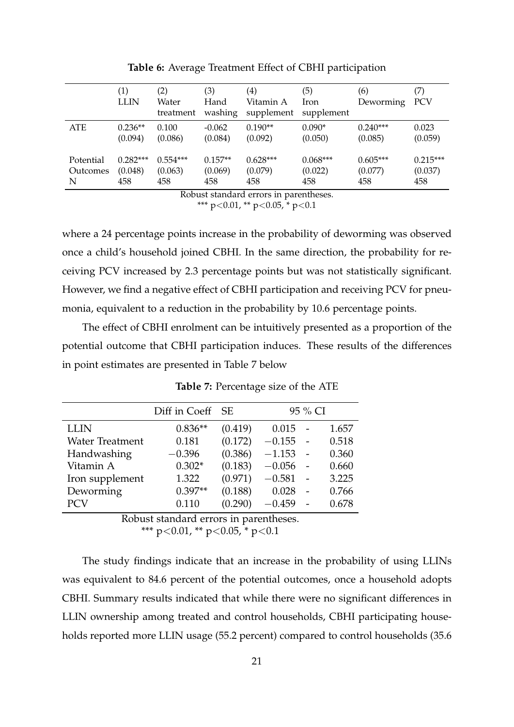**Table 6:** Average Treatment Effect of CBHI participation

| | (1) LLIN | (2) Water treatment | (3) Hand washing | (4) Vitamin A supplement | (5) Iron supplement | (6) Deworming | (7) PCV |
|---|---|---|---|---|---|---|---|
| ATE | 0.236** | 0.100 | -0.062 | 0.190** | 0.090* | 0.240*** | 0.023 |
| | (0.094) | (0.086) | (0.084) | (0.092) | (0.050) | (0.085) | (0.059) |
| Potential Outcomes | 0.282*** | 0.554*** | 0.157** | 0.628*** | 0.068*** | 0.605*** | 0.215*** |
| | (0.048) | (0.063) | (0.069) | (0.079) | (0.022) | (0.077) | (0.037) |
| N | 458 | 458 | 458 | 458 | 458 | 458 | 458 |

Robust standard errors in parentheses.
*** $p<0.01$, ** $p<0.05$, * $p<0.1$

where a 24 percentage points increase in the probability of deworming was observed once a child's household joined CBHI. In the same direction, the probability for receiving PCV increased by 2.3 percentage points but was not statistically significant. However, we find a negative effect of CBHI participation and receiving PCV for pneumonia, equivalent to a reduction in the probability by 10.6 percentage points.

The effect of CBHI enrolment can be intuitively presented as a proportion of the potential outcome that CBHI participation induces. These results of the differences in point estimates are presented in Table 7 below

**Table 7:** Percentage size of the ATE

| | Diff in Coeff | SE | 95 % CI | | |
|---|---|---|---|---|---|
| LLIN | 0.836** | (0.419) | 0.015 | - | 1.657 |
| Water Treatment | 0.181 | (0.172) | −0.155 | - | 0.518 |
| Handwashing | −0.396 | (0.386) | −1.153 | - | 0.360 |
| Vitamin A | 0.302* | (0.183) | −0.056 | - | 0.660 |
| Iron supplement | 1.322 | (0.971) | −0.581 | - | 3.225 |
| Deworming | 0.397** | (0.188) | 0.028 | - | 0.766 |
| PCV | 0.110 | (0.290) | −0.459 | - | 0.678 |

Robust standard errors in parentheses.
*** $p<0.01$, ** $p<0.05$, * $p<0.1$

The study findings indicate that an increase in the probability of using LLINs was equivalent to 84.6 percent of the potential outcomes, once a household adopts CBHI. Summary results indicated that while there were no significant differences in LLIN ownership among treated and control households, CBHI participating households reported more LLIN usage (55.2 percent) compared to control households (35.6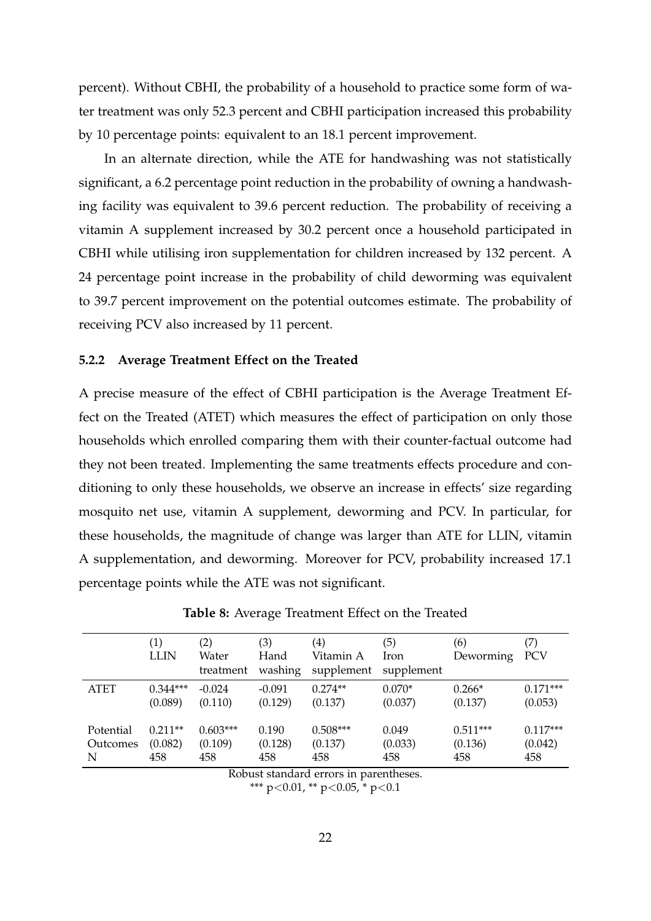percent). Without CBHI, the probability of a household to practice some form of water treatment was only 52.3 percent and CBHI participation increased this probability by 10 percentage points: equivalent to an 18.1 percent improvement.

In an alternate direction, while the ATE for handwashing was not statistically significant, a 6.2 percentage point reduction in the probability of owning a handwashing facility was equivalent to 39.6 percent reduction. The probability of receiving a vitamin A supplement increased by 30.2 percent once a household participated in CBHI while utilising iron supplementation for children increased by 132 percent. A 24 percentage point increase in the probability of child deworming was equivalent to 39.7 percent improvement on the potential outcomes estimate. The probability of receiving PCV also increased by 11 percent.

### 5.2.2 Average Treatment Effect on the Treated

A precise measure of the effect of CBHI participation is the Average Treatment Effect on the Treated (ATET) which measures the effect of participation on only those households which enrolled comparing them with their counter-factual outcome had they not been treated. Implementing the same treatments effects procedure and conditioning to only these households, we observe an increase in effects' size regarding mosquito net use, vitamin A supplement, deworming and PCV. In particular, for these households, the magnitude of change was larger than ATE for LLIN, vitamin A supplementation, and deworming. Moreover for PCV, probability increased 17.1 percentage points while the ATE was not significant.

**Table 8:** Average Treatment Effect on the Treated

| | (1) LLIN | (2) Water treatment | (3) Hand washing | (4) Vitamin A supplement | (5) Iron supplement | (6) Deworming | (7) PCV |
|---|---|---|---|---|---|---|---|
| ATET | 0.344*** | -0.024 | -0.091 | 0.274** | 0.070* | 0.266* | 0.171*** |
| | (0.089) | (0.110) | (0.129) | (0.137) | (0.037) | (0.137) | (0.053) |
| Potential Outcomes | 0.211** | 0.603*** | 0.190 | 0.508*** | 0.049 | 0.511*** | 0.117*** |
| | (0.082) | (0.109) | (0.128) | (0.137) | (0.033) | (0.136) | (0.042) |
| N | 458 | 458 | 458 | 458 | 458 | 458 | 458 |

Robust standard errors in parentheses.
*** $p<0.01$, ** $p<0.05$, * $p<0.1$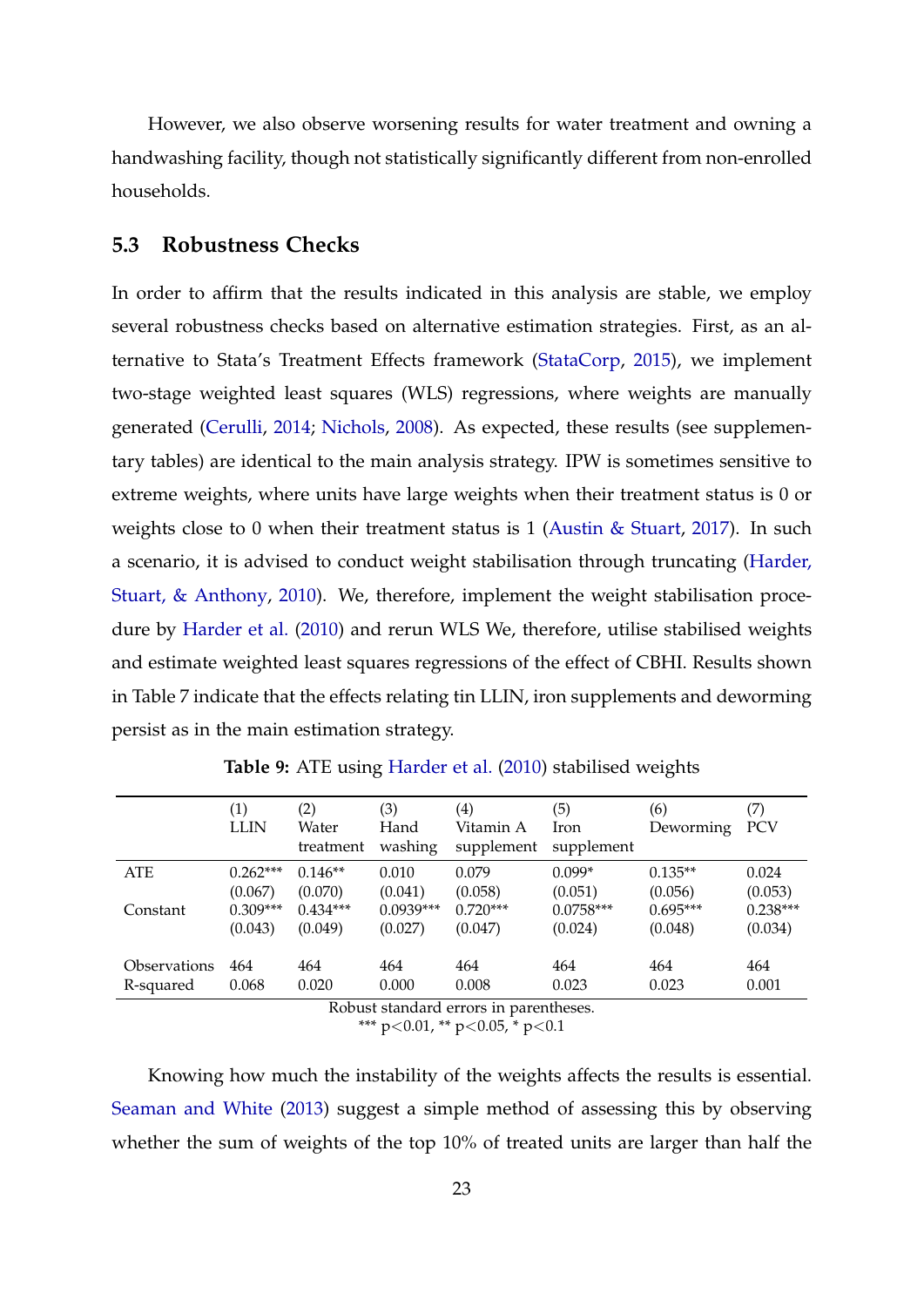However, we also observe worsening results for water treatment and owning a handwashing facility, though not statistically significantly different from non-enrolled households.

### 5.3 Robustness Checks

In order to affirm that the results indicated in this analysis are stable, we employ several robustness checks based on alternative estimation strategies. First, as an alternative to Stata's Treatment Effects framework (StataCorp, 2015), we implement two-stage weighted least squares (WLS) regressions, where weights are manually generated (Cerulli, 2014; Nichols, 2008). As expected, these results (see supplementary tables) are identical to the main analysis strategy. IPW is sometimes sensitive to extreme weights, where units have large weights when their treatment status is 0 or weights close to 0 when their treatment status is 1 (Austin & Stuart, 2017). In such a scenario, it is advised to conduct weight stabilisation through truncating (Harder, Stuart, & Anthony, 2010). We, therefore, implement the weight stabilisation procedure by Harder et al. (2010) and rerun WLS We, therefore, utilise stabilised weights and estimate weighted least squares regressions of the effect of CBHI. Results shown in Table 7 indicate that the effects relating tin LLIN, iron supplements and deworming persist as in the main estimation strategy.

**Table 9:** ATE using Harder et al. (2010) stabilised weights

| | (1) LLIN | (2) Water treatment | (3) Hand washing | (4) Vitamin A supplement | (5) Iron supplement | (6) Deworming | (7) PCV |
|---|---|---|---|---|---|---|---|
| ATE | 0.262*** | 0.146** | 0.010 | 0.079 | 0.099* | 0.135** | 0.024 |
| | (0.067) | (0.070) | (0.041) | (0.058) | (0.051) | (0.056) | (0.053) |
| Constant | 0.309*** | 0.434*** | 0.0939*** | 0.720*** | 0.0758*** | 0.695*** | 0.238*** |
| | (0.043) | (0.049) | (0.027) | (0.047) | (0.024) | (0.048) | (0.034) |
| Observations | 464 | 464 | 464 | 464 | 464 | 464 | 464 |
| R-squared | 0.068 | 0.020 | 0.000 | 0.008 | 0.023 | 0.023 | 0.001 |

Robust standard errors in parentheses.
*** $p<0.01$, ** $p<0.05$, * $p<0.1$

Knowing how much the instability of the weights affects the results is essential. Seaman and White (2013) suggest a simple method of assessing this by observing whether the sum of weights of the top 10% of treated units are larger than half the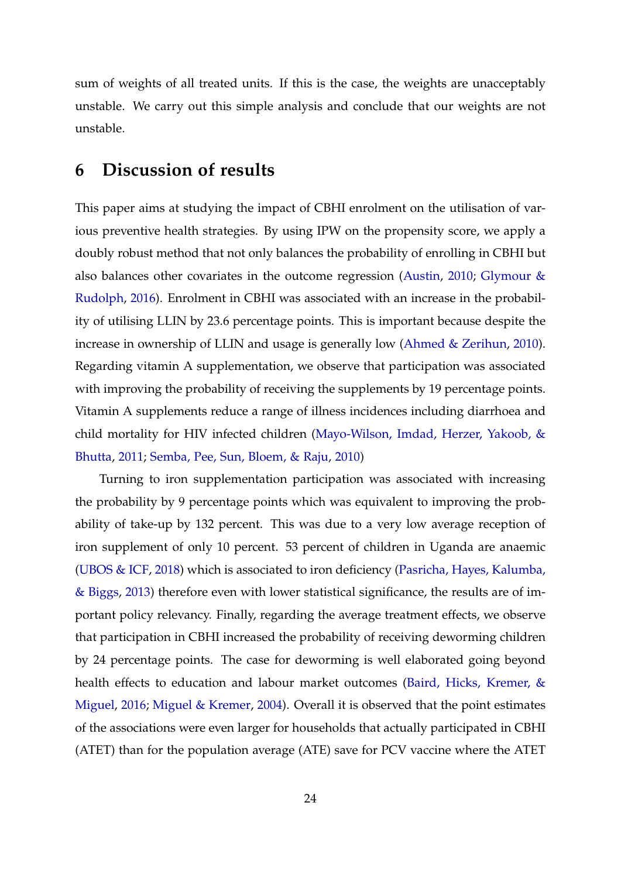sum of weights of all treated units. If this is the case, the weights are unacceptably unstable. We carry out this simple analysis and conclude that our weights are not unstable.

## 6 Discussion of results

This paper aims at studying the impact of CBHI enrolment on the utilisation of various preventive health strategies. By using IPW on the propensity score, we apply a doubly robust method that not only balances the probability of enrolling in CBHI but also balances other covariates in the outcome regression (Austin, 2010; Glymour & Rudolph, 2016). Enrolment in CBHI was associated with an increase in the probability of utilising LLIN by 23.6 percentage points. This is important because despite the increase in ownership of LLIN and usage is generally low (Ahmed & Zerihun, 2010). Regarding vitamin A supplementation, we observe that participation was associated with improving the probability of receiving the supplements by 19 percentage points. Vitamin A supplements reduce a range of illness incidences including diarrhoea and child mortality for HIV infected children (Mayo-Wilson, Imdad, Herzer, Yakoob, & Bhutta, 2011; Semba, Pee, Sun, Bloem, & Raju, 2010)

Turning to iron supplementation participation was associated with increasing the probability by 9 percentage points which was equivalent to improving the probability of take-up by 132 percent. This was due to a very low average reception of iron supplement of only 10 percent. 53 percent of children in Uganda are anaemic (UBOS & ICF, 2018) which is associated to iron deficiency (Pasricha, Hayes, Kalumba, & Biggs, 2013) therefore even with lower statistical significance, the results are of important policy relevancy. Finally, regarding the average treatment effects, we observe that participation in CBHI increased the probability of receiving deworming children by 24 percentage points. The case for deworming is well elaborated going beyond health effects to education and labour market outcomes (Baird, Hicks, Kremer, & Miguel, 2016; Miguel & Kremer, 2004). Overall it is observed that the point estimates of the associations were even larger for households that actually participated in CBHI (ATET) than for the population average (ATE) save for PCV vaccine where the ATET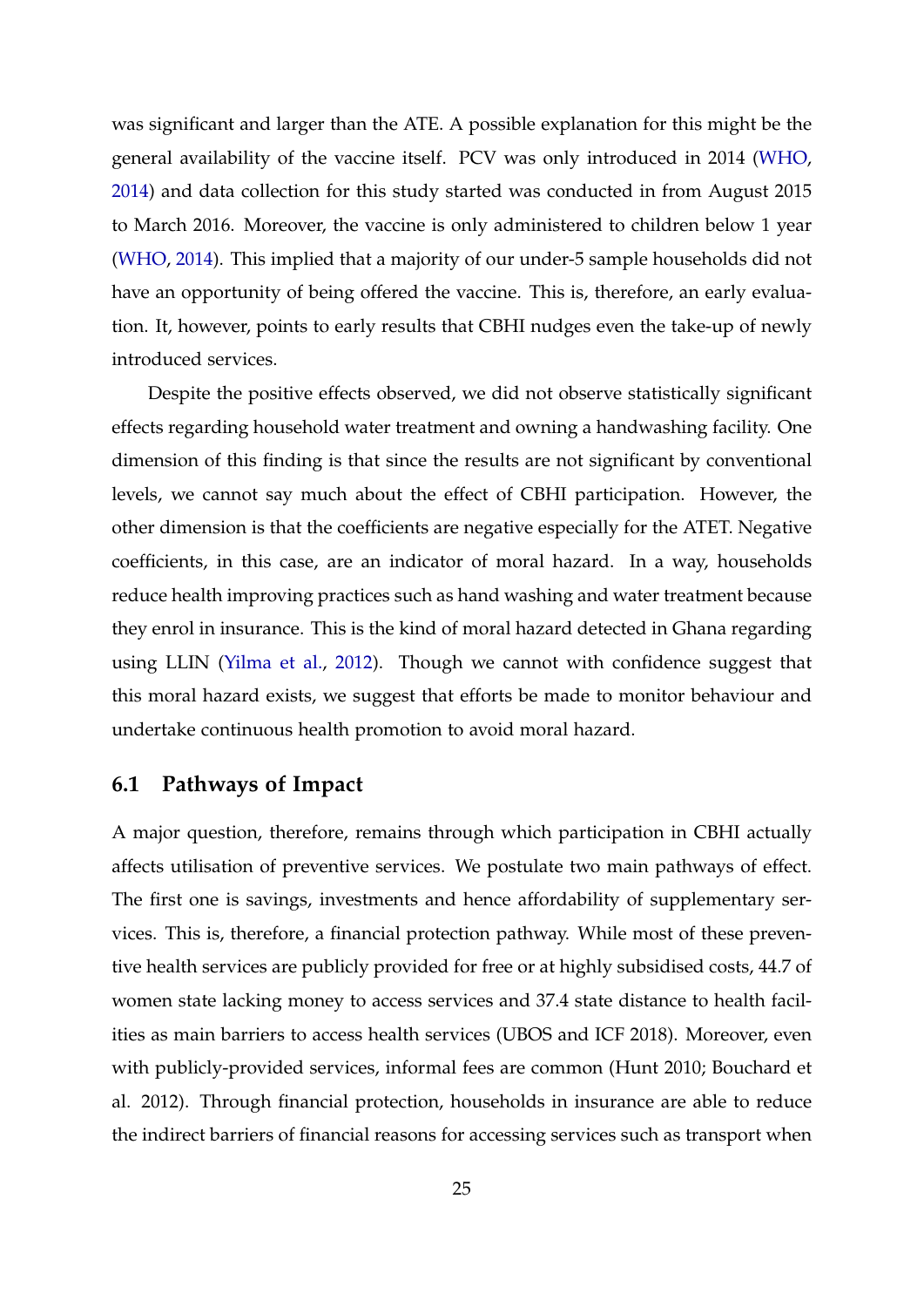was significant and larger than the ATE. A possible explanation for this might be the general availability of the vaccine itself. PCV was only introduced in 2014 (WHO, 2014) and data collection for this study started was conducted in from August 2015 to March 2016. Moreover, the vaccine is only administered to children below 1 year (WHO, 2014). This implied that a majority of our under-5 sample households did not have an opportunity of being offered the vaccine. This is, therefore, an early evaluation. It, however, points to early results that CBHI nudges even the take-up of newly introduced services.

Despite the positive effects observed, we did not observe statistically significant effects regarding household water treatment and owning a handwashing facility. One dimension of this finding is that since the results are not significant by conventional levels, we cannot say much about the effect of CBHI participation. However, the other dimension is that the coefficients are negative especially for the ATET. Negative coefficients, in this case, are an indicator of moral hazard. In a way, households reduce health improving practices such as hand washing and water treatment because they enrol in insurance. This is the kind of moral hazard detected in Ghana regarding using LLIN (Yilma et al., 2012). Though we cannot with confidence suggest that this moral hazard exists, we suggest that efforts be made to monitor behaviour and undertake continuous health promotion to avoid moral hazard.

## 6.1 Pathways of Impact

A major question, therefore, remains through which participation in CBHI actually affects utilisation of preventive services. We postulate two main pathways of effect. The first one is savings, investments and hence affordability of supplementary services. This is, therefore, a financial protection pathway. While most of these preventive health services are publicly provided for free or at highly subsidised costs, 44.7 of women state lacking money to access services and 37.4 state distance to health facilities as main barriers to access health services (UBOS and ICF 2018). Moreover, even with publicly-provided services, informal fees are common (Hunt 2010; Bouchard et al. 2012). Through financial protection, households in insurance are able to reduce the indirect barriers of financial reasons for accessing services such as transport when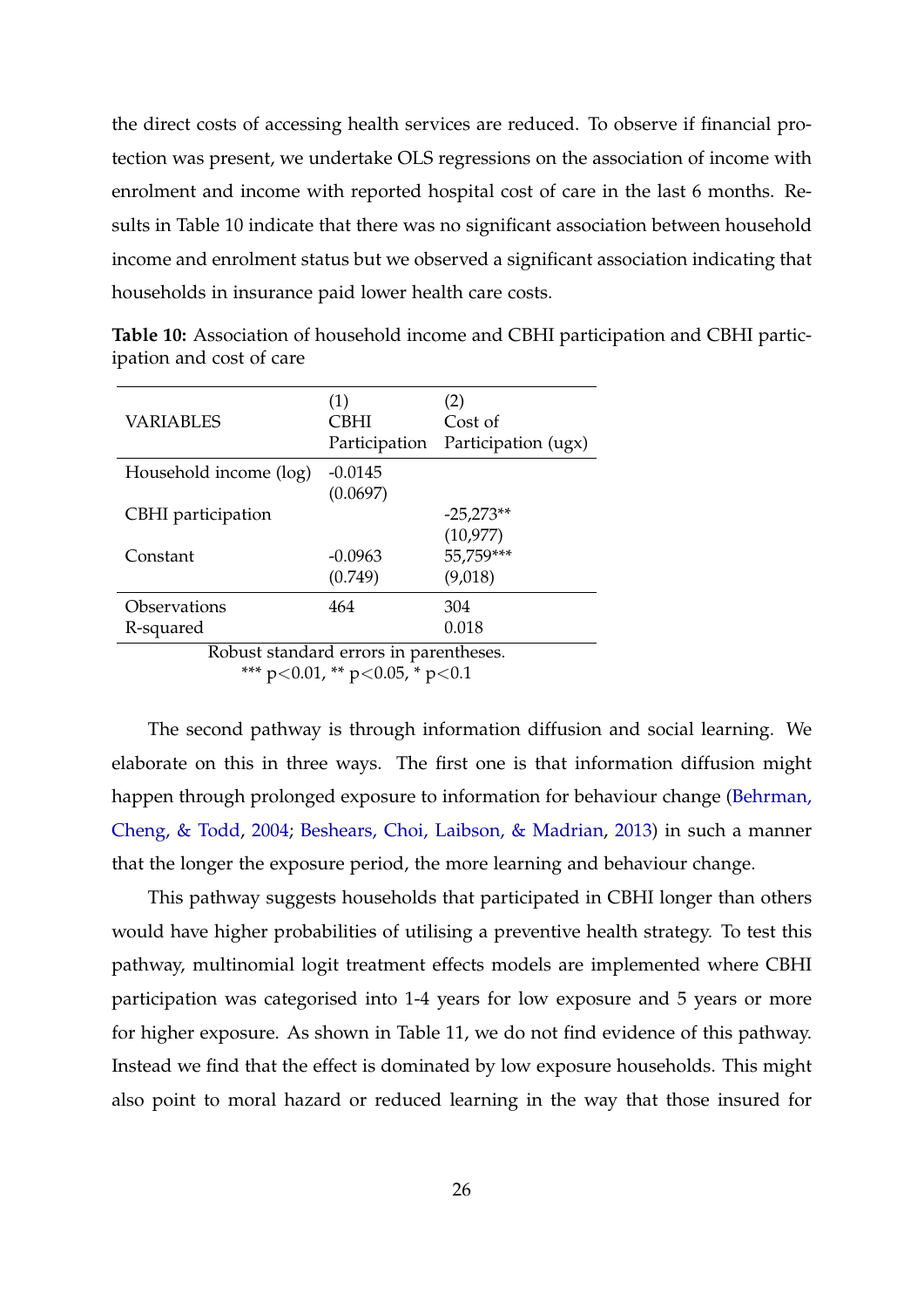the direct costs of accessing health services are reduced. To observe if financial protection was present, we undertake OLS regressions on the association of income with enrolment and income with reported hospital cost of care in the last 6 months. Results in Table 10 indicate that there was no significant association between household income and enrolment status but we observed a significant association indicating that households in insurance paid lower health care costs.

**Table 10:** Association of household income and CBHI participation and CBHI participation and cost of care

| VARIABLES | (1) CBHI Participation | (2) Cost of Participation (ugx) |
|---|---|---|
| Household income (log) | -0.0145 | |
| | (0.0697) | |
| CBHI participation | | -25,273** |
| | | (10,977) |
| Constant | -0.0963 | 55,759*** |
| | (0.749) | (9,018) |
| Observations | 464 | 304 |
| R-squared | | 0.018 |

Robust standard errors in parentheses.
*** $p<0.01$, ** $p<0.05$, * $p<0.1$

The second pathway is through information diffusion and social learning. We elaborate on this in three ways. The first one is that information diffusion might happen through prolonged exposure to information for behaviour change (Behrman, Cheng, & Todd, 2004; Beshears, Choi, Laibson, & Madrian, 2013) in such a manner that the longer the exposure period, the more learning and behaviour change.

This pathway suggests households that participated in CBHI longer than others would have higher probabilities of utilising a preventive health strategy. To test this pathway, multinomial logit treatment effects models are implemented where CBHI participation was categorised into 1-4 years for low exposure and 5 years or more for higher exposure. As shown in Table 11, we do not find evidence of this pathway. Instead we find that the effect is dominated by low exposure households. This might also point to moral hazard or reduced learning in the way that those insured for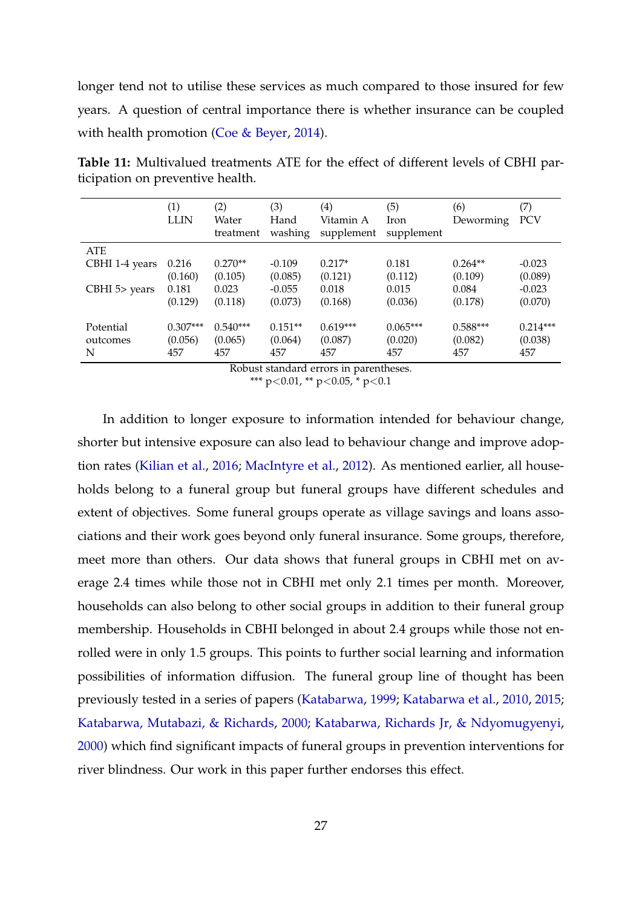longer tend not to utilise these services as much compared to those insured for few years. A question of central importance there is whether insurance can be coupled with health promotion (Coe & Beyer, 2014).

**Table 11:** Multivalued treatments ATE for the effect of different levels of CBHI participation on preventive health.

| | (1) LLIN | (2) Water treatment | (3) Hand washing | (4) Vitamin A supplement | (5) Iron supplement | (6) Deworming | (7) PCV |
|---|---|---|---|---|---|---|---|
| ATE | | | | | | | |
| CBHI 1-4 years | 0.216 | 0.270** | -0.109 | 0.217* | 0.181 | 0.264** | -0.023 |
| | (0.160) | (0.105) | (0.085) | (0.121) | (0.112) | (0.109) | (0.089) |
| CBHI 5> years | 0.181 | 0.023 | -0.055 | 0.018 | 0.015 | 0.084 | -0.023 |
| | (0.129) | (0.118) | (0.073) | (0.168) | (0.036) | (0.178) | (0.070) |
| Potential outcomes | 0.307*** | 0.540*** | 0.151** | 0.619*** | 0.065*** | 0.588*** | 0.214*** |
| | (0.056) | (0.065) | (0.064) | (0.087) | (0.020) | (0.082) | (0.038) |
| N | 457 | 457 | 457 | 457 | 457 | 457 | 457 |

Robust standard errors in parentheses.
*** $p<0.01$, ** $p<0.05$, * $p<0.1$

In addition to longer exposure to information intended for behaviour change, shorter but intensive exposure can also lead to behaviour change and improve adoption rates (Kilian et al., 2016; MacIntyre et al., 2012). As mentioned earlier, all households belong to a funeral group but funeral groups have different schedules and extent of objectives. Some funeral groups operate as village savings and loans associations and their work goes beyond only funeral insurance. Some groups, therefore, meet more than others. Our data shows that funeral groups in CBHI met on average 2.4 times while those not in CBHI met only 2.1 times per month. Moreover, households can also belong to other social groups in addition to their funeral group membership. Households in CBHI belonged in about 2.4 groups while those not enrolled were in only 1.5 groups. This points to further social learning and information possibilities of information diffusion. The funeral group line of thought has been previously tested in a series of papers (Katabarwa, 1999; Katabarwa et al., 2010, 2015; Katabarwa, Mutabazi, & Richards, 2000; Katabarwa, Richards Jr, & Ndyomugyenyi, 2000) which find significant impacts of funeral groups in prevention interventions for river blindness. Our work in this paper further endorses this effect.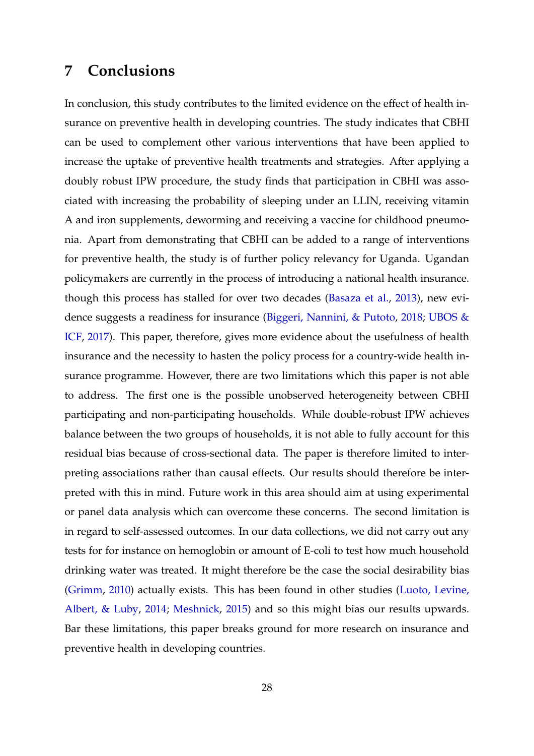# 7 Conclusions

In conclusion, this study contributes to the limited evidence on the effect of health insurance on preventive health in developing countries. The study indicates that CBHI can be used to complement other various interventions that have been applied to increase the uptake of preventive health treatments and strategies. After applying a doubly robust IPW procedure, the study finds that participation in CBHI was associated with increasing the probability of sleeping under an LLIN, receiving vitamin A and iron supplements, deworming and receiving a vaccine for childhood pneumonia. Apart from demonstrating that CBHI can be added to a range of interventions for preventive health, the study is of further policy relevancy for Uganda. Ugandan policymakers are currently in the process of introducing a national health insurance. though this process has stalled for over two decades (Basaza et al., 2013), new evidence suggests a readiness for insurance (Biggeri, Nannini, & Putoto, 2018; UBOS & ICF, 2017). This paper, therefore, gives more evidence about the usefulness of health insurance and the necessity to hasten the policy process for a country-wide health insurance programme. However, there are two limitations which this paper is not able to address. The first one is the possible unobserved heterogeneity between CBHI participating and non-participating households. While double-robust IPW achieves balance between the two groups of households, it is not able to fully account for this residual bias because of cross-sectional data. The paper is therefore limited to interpreting associations rather than causal effects. Our results should therefore be interpreted with this in mind. Future work in this area should aim at using experimental or panel data analysis which can overcome these concerns. The second limitation is in regard to self-assessed outcomes. In our data collections, we did not carry out any tests for for instance on hemoglobin or amount of E-coli to test how much household drinking water was treated. It might therefore be the case the social desirability bias (Grimm, 2010) actually exists. This has been found in other studies (Luoto, Levine, Albert, & Luby, 2014; Meshnick, 2015) and so this might bias our results upwards. Bar these limitations, this paper breaks ground for more research on insurance and preventive health in developing countries.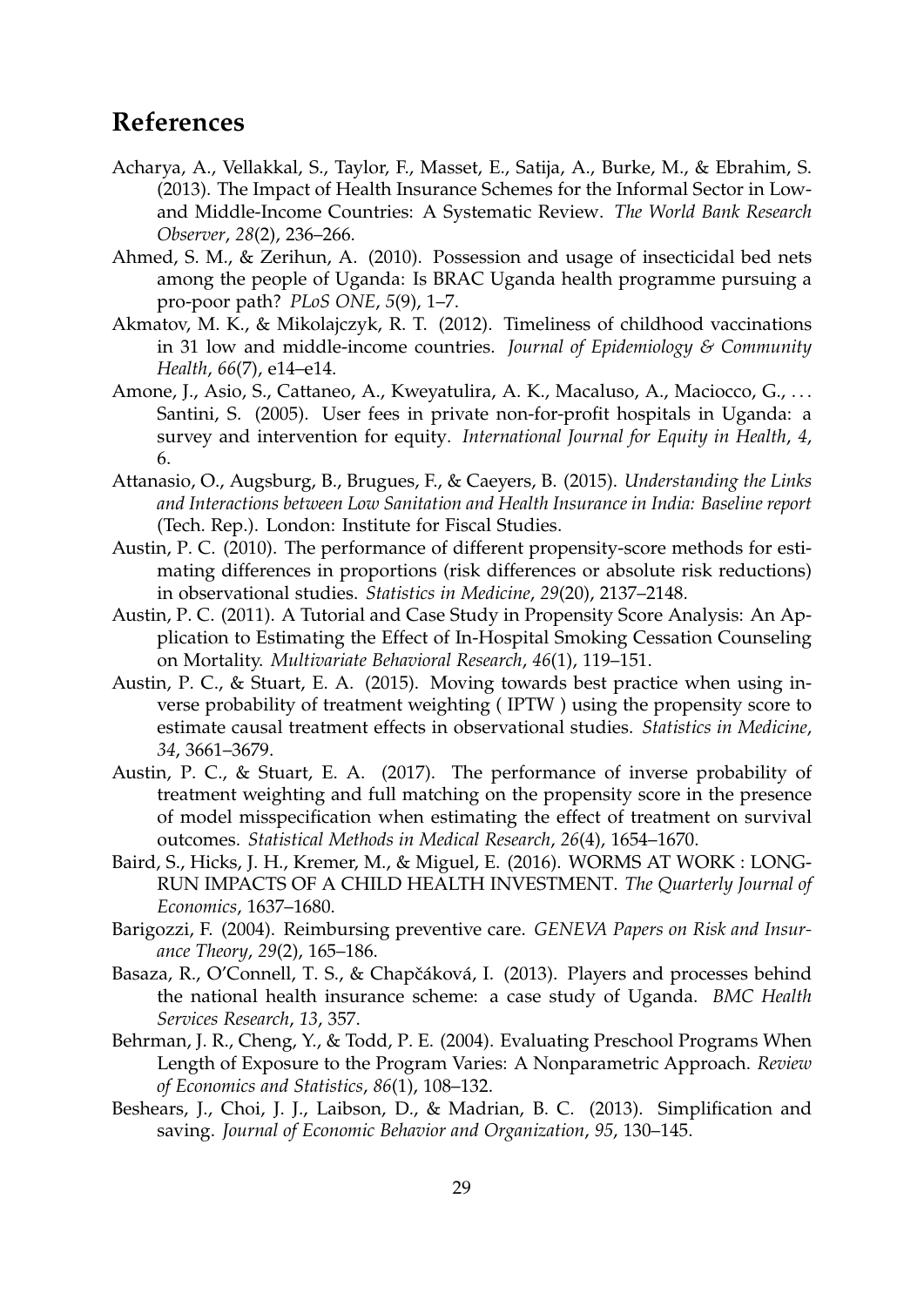## References

Acharya, A., Vellakkal, S., Taylor, F., Masset, E., Satija, A., Burke, M., & Ebrahim, S. (2013). The Impact of Health Insurance Schemes for the Informal Sector in Low- and Middle-Income Countries: A Systematic Review. *The World Bank Research Observer*, *28*(2), 236–266.

Ahmed, S. M., & Zerihun, A. (2010). Possession and usage of insecticidal bed nets among the people of Uganda: Is BRAC Uganda health programme pursuing a pro-poor path? *PLoS ONE*, *5*(9), 1–7.

Akmatov, M. K., & Mikolajczyk, R. T. (2012). Timeliness of childhood vaccinations in 31 low and middle-income countries. *Journal of Epidemiology & Community Health*, *66*(7), e14–e14.

Amone, J., Asio, S., Cattaneo, A., Kweyatulira, A. K., Macaluso, A., Maciocco, G., ... Santini, S. (2005). User fees in private non-for-profit hospitals in Uganda: a survey and intervention for equity. *International Journal for Equity in Health*, *4*, 6.

Attanasio, O., Augsburg, B., Brugues, F., & Caeyers, B. (2015). *Understanding the Links and Interactions between Low Sanitation and Health Insurance in India: Baseline report* (Tech. Rep.). London: Institute for Fiscal Studies.

Austin, P. C. (2010). The performance of different propensity-score methods for estimating differences in proportions (risk differences or absolute risk reductions) in observational studies. *Statistics in Medicine*, *29*(20), 2137–2148.

Austin, P. C. (2011). A Tutorial and Case Study in Propensity Score Analysis: An Application to Estimating the Effect of In-Hospital Smoking Cessation Counseling on Mortality. *Multivariate Behavioral Research*, *46*(1), 119–151.

Austin, P. C., & Stuart, E. A. (2015). Moving towards best practice when using inverse probability of treatment weighting ( IPTW ) using the propensity score to estimate causal treatment effects in observational studies. *Statistics in Medicine*, *34*, 3661–3679.

Austin, P. C., & Stuart, E. A. (2017). The performance of inverse probability of treatment weighting and full matching on the propensity score in the presence of model misspecification when estimating the effect of treatment on survival outcomes. *Statistical Methods in Medical Research*, *26*(4), 1654–1670.

Baird, S., Hicks, J. H., Kremer, M., & Miguel, E. (2016). WORMS AT WORK : LONG-RUN IMPACTS OF A CHILD HEALTH INVESTMENT. *The Quarterly Journal of Economics*, 1637–1680.

Barigozzi, F. (2004). Reimbursing preventive care. *GENEVA Papers on Risk and Insurance Theory*, *29*(2), 165–186.

Basaza, R., O'Connell, T. S., & Chapčáková, I. (2013). Players and processes behind the national health insurance scheme: a case study of Uganda. *BMC Health Services Research*, *13*, 357.

Behrman, J. R., Cheng, Y., & Todd, P. E. (2004). Evaluating Preschool Programs When Length of Exposure to the Program Varies: A Nonparametric Approach. *Review of Economics and Statistics*, *86*(1), 108–132.

Beshears, J., Choi, J. J., Laibson, D., & Madrian, B. C. (2013). Simplification and saving. *Journal of Economic Behavior and Organization*, *95*, 130–145.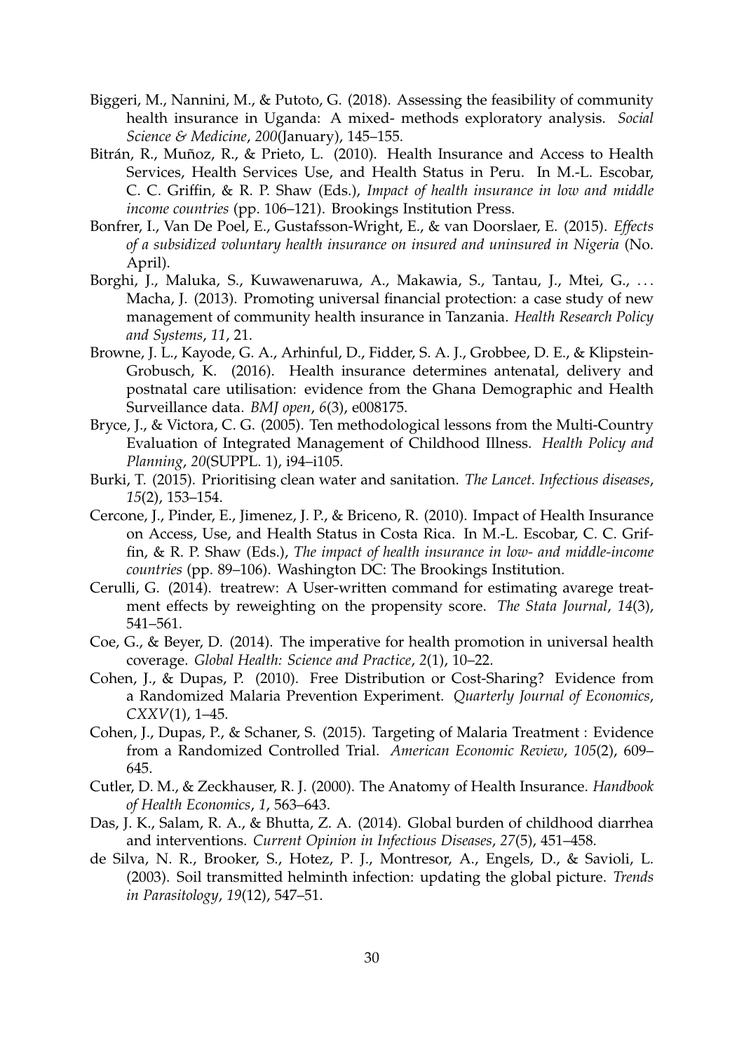Biggeri, M., Nannini, M., & Putoto, G. (2018). Assessing the feasibility of community health insurance in Uganda: A mixed- methods exploratory analysis. *Social Science & Medicine*, *200*(January), 145–155.

Bitrán, R., Muñoz, R., & Prieto, L. (2010). Health Insurance and Access to Health Services, Health Services Use, and Health Status in Peru. In M.-L. Escobar, C. C. Griffin, & R. P. Shaw (Eds.), *Impact of health insurance in low and middle income countries* (pp. 106–121). Brookings Institution Press.

Bonfrer, I., Van De Poel, E., Gustafsson-Wright, E., & van Doorslaer, E. (2015). *Effects of a subsidized voluntary health insurance on insured and uninsured in Nigeria* (No. April).

Borghi, J., Maluka, S., Kuwawenaruwa, A., Makawia, S., Tantau, J., Mtei, G., . . . Macha, J. (2013). Promoting universal financial protection: a case study of new management of community health insurance in Tanzania. *Health Research Policy and Systems*, *11*, 21.

Browne, J. L., Kayode, G. A., Arhinful, D., Fidder, S. A. J., Grobbee, D. E., & Klipstein-Grobusch, K. (2016). Health insurance determines antenatal, delivery and postnatal care utilisation: evidence from the Ghana Demographic and Health Surveillance data. *BMJ open*, *6*(3), e008175.

Bryce, J., & Victora, C. G. (2005). Ten methodological lessons from the Multi-Country Evaluation of Integrated Management of Childhood Illness. *Health Policy and Planning*, *20*(SUPPL. 1), i94–i105.

Burki, T. (2015). Prioritising clean water and sanitation. *The Lancet. Infectious diseases*, *15*(2), 153–154.

Cercone, J., Pinder, E., Jimenez, J. P., & Briceno, R. (2010). Impact of Health Insurance on Access, Use, and Health Status in Costa Rica. In M.-L. Escobar, C. C. Griffin, & R. P. Shaw (Eds.), *The impact of health insurance in low- and middle-income countries* (pp. 89–106). Washington DC: The Brookings Institution.

Cerulli, G. (2014). treatrew: A User-written command for estimating avarege treatment effects by reweighting on the propensity score. *The Stata Journal*, *14*(3), 541–561.

Coe, G., & Beyer, D. (2014). The imperative for health promotion in universal health coverage. *Global Health: Science and Practice*, *2*(1), 10–22.

Cohen, J., & Dupas, P. (2010). Free Distribution or Cost-Sharing? Evidence from a Randomized Malaria Prevention Experiment. *Quarterly Journal of Economics*, *CXXV*(1), 1–45.

Cohen, J., Dupas, P., & Schaner, S. (2015). Targeting of Malaria Treatment : Evidence from a Randomized Controlled Trial. *American Economic Review*, *105*(2), 609–645.

Cutler, D. M., & Zeckhauser, R. J. (2000). The Anatomy of Health Insurance. *Handbook of Health Economics*, *1*, 563–643.

Das, J. K., Salam, R. A., & Bhutta, Z. A. (2014). Global burden of childhood diarrhea and interventions. *Current Opinion in Infectious Diseases*, *27*(5), 451–458.

de Silva, N. R., Brooker, S., Hotez, P. J., Montresor, A., Engels, D., & Savioli, L. (2003). Soil transmitted helminth infection: updating the global picture. *Trends in Parasitology*, *19*(12), 547–51.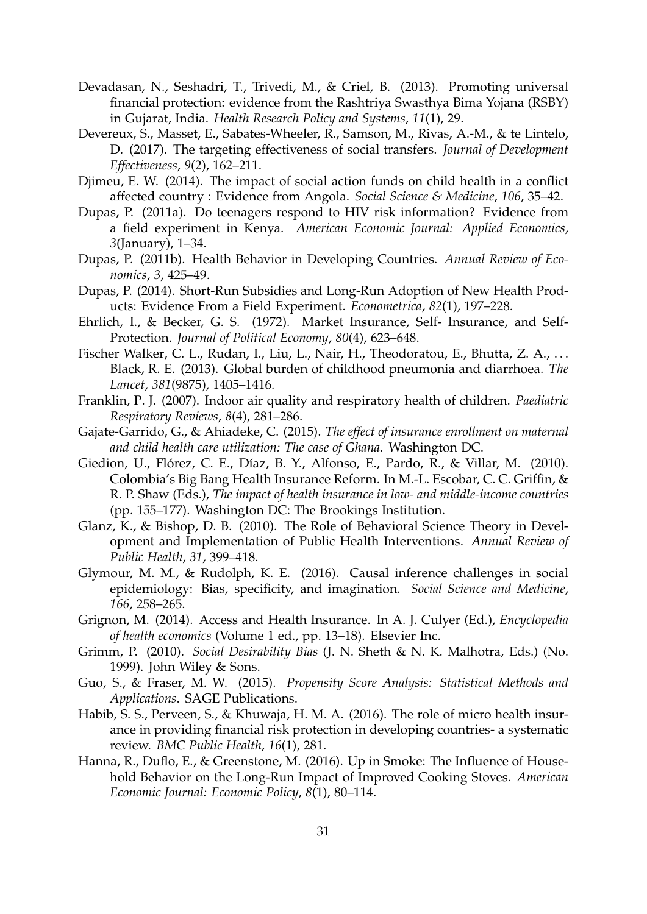Devadasan, N., Seshadri, T., Trivedi, M., & Criel, B. (2013). Promoting universal financial protection: evidence from the Rashtriya Swasthya Bima Yojana (RSBY) in Gujarat, India. *Health Research Policy and Systems*, *11*(1), 29.

Devereux, S., Masset, E., Sabates-Wheeler, R., Samson, M., Rivas, A.-M., & te Lintelo, D. (2017). The targeting effectiveness of social transfers. *Journal of Development Effectiveness*, *9*(2), 162–211.

Djimeu, E. W. (2014). The impact of social action funds on child health in a conflict affected country : Evidence from Angola. *Social Science & Medicine*, *106*, 35–42.

Dupas, P. (2011a). Do teenagers respond to HIV risk information? Evidence from a field experiment in Kenya. *American Economic Journal: Applied Economics*, *3*(January), 1–34.

Dupas, P. (2011b). Health Behavior in Developing Countries. *Annual Review of Economics*, *3*, 425–49.

Dupas, P. (2014). Short-Run Subsidies and Long-Run Adoption of New Health Products: Evidence From a Field Experiment. *Econometrica*, *82*(1), 197–228.

Ehrlich, I., & Becker, G. S. (1972). Market Insurance, Self- Insurance, and Self-Protection. *Journal of Political Economy*, *80*(4), 623–648.

Fischer Walker, C. L., Rudan, I., Liu, L., Nair, H., Theodoratou, E., Bhutta, Z. A., ... Black, R. E. (2013). Global burden of childhood pneumonia and diarrhoea. *The Lancet*, *381*(9875), 1405–1416.

Franklin, P. J. (2007). Indoor air quality and respiratory health of children. *Paediatric Respiratory Reviews*, *8*(4), 281–286.

Gajate-Garrido, G., & Ahiadeke, C. (2015). *The effect of insurance enrollment on maternal and child health care utilization: The case of Ghana.* Washington DC.

Giedion, U., Flórez, C. E., Díaz, B. Y., Alfonso, E., Pardo, R., & Villar, M. (2010). Colombia's Big Bang Health Insurance Reform. In M.-L. Escobar, C. C. Griffin, & R. P. Shaw (Eds.), *The impact of health insurance in low- and middle-income countries* (pp. 155–177). Washington DC: The Brookings Institution.

Glanz, K., & Bishop, D. B. (2010). The Role of Behavioral Science Theory in Development and Implementation of Public Health Interventions. *Annual Review of Public Health*, *31*, 399–418.

Glymour, M. M., & Rudolph, K. E. (2016). Causal inference challenges in social epidemiology: Bias, specificity, and imagination. *Social Science and Medicine*, *166*, 258–265.

Grignon, M. (2014). Access and Health Insurance. In A. J. Culyer (Ed.), *Encyclopedia of health economics* (Volume 1 ed., pp. 13–18). Elsevier Inc.

Grimm, P. (2010). *Social Desirability Bias* (J. N. Sheth & N. K. Malhotra, Eds.) (No. 1999). John Wiley & Sons.

Guo, S., & Fraser, M. W. (2015). *Propensity Score Analysis: Statistical Methods and Applications*. SAGE Publications.

Habib, S. S., Perveen, S., & Khuwaja, H. M. A. (2016). The role of micro health insurance in providing financial risk protection in developing countries- a systematic review. *BMC Public Health*, *16*(1), 281.

Hanna, R., Duflo, E., & Greenstone, M. (2016). Up in Smoke: The Influence of Household Behavior on the Long-Run Impact of Improved Cooking Stoves. *American Economic Journal: Economic Policy*, *8*(1), 80–114.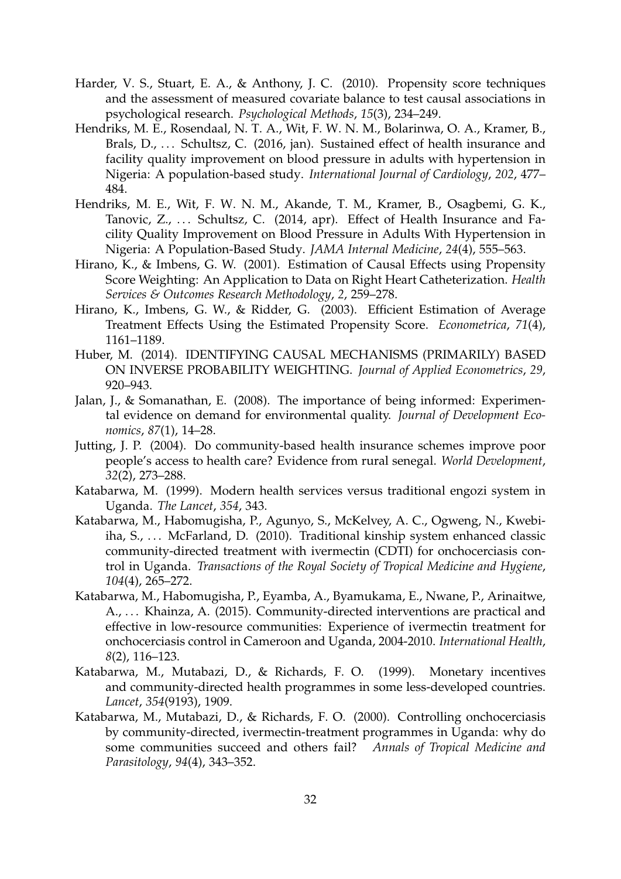Harder, V. S., Stuart, E. A., & Anthony, J. C. (2010). Propensity score techniques and the assessment of measured covariate balance to test causal associations in psychological research. *Psychological Methods*, *15*(3), 234–249.

Hendriks, M. E., Rosendaal, N. T. A., Wit, F. W. N. M., Bolarinwa, O. A., Kramer, B., Brals, D., ... Schultsz, C. (2016, jan). Sustained effect of health insurance and facility quality improvement on blood pressure in adults with hypertension in Nigeria: A population-based study. *International Journal of Cardiology*, *202*, 477–484.

Hendriks, M. E., Wit, F. W. N. M., Akande, T. M., Kramer, B., Osagbemi, G. K., Tanovic, Z., ... Schultsz, C. (2014, apr). Effect of Health Insurance and Facility Quality Improvement on Blood Pressure in Adults With Hypertension in Nigeria: A Population-Based Study. *JAMA Internal Medicine*, *24*(4), 555–563.

Hirano, K., & Imbens, G. W. (2001). Estimation of Causal Effects using Propensity Score Weighting: An Application to Data on Right Heart Catheterization. *Health Services & Outcomes Research Methodology*, *2*, 259–278.

Hirano, K., Imbens, G. W., & Ridder, G. (2003). Efficient Estimation of Average Treatment Effects Using the Estimated Propensity Score. *Econometrica*, *71*(4), 1161–1189.

Huber, M. (2014). IDENTIFYING CAUSAL MECHANISMS (PRIMARILY) BASED ON INVERSE PROBABILITY WEIGHTING. *Journal of Applied Econometrics*, *29*, 920–943.

Jalan, J., & Somanathan, E. (2008). The importance of being informed: Experimental evidence on demand for environmental quality. *Journal of Development Economics*, *87*(1), 14–28.

Jutting, J. P. (2004). Do community-based health insurance schemes improve poor people's access to health care? Evidence from rural senegal. *World Development*, *32*(2), 273–288.

Katabarwa, M. (1999). Modern health services versus traditional engozi system in Uganda. *The Lancet*, *354*, 343.

Katabarwa, M., Habomugisha, P., Agunyo, S., McKelvey, A. C., Ogweng, N., Kwebiiha, S., ... McFarland, D. (2010). Traditional kinship system enhanced classic community-directed treatment with ivermectin (CDTI) for onchocerciasis control in Uganda. *Transactions of the Royal Society of Tropical Medicine and Hygiene*, *104*(4), 265–272.

Katabarwa, M., Habomugisha, P., Eyamba, A., Byamukama, E., Nwane, P., Arinaitwe, A., ... Khainza, A. (2015). Community-directed interventions are practical and effective in low-resource communities: Experience of ivermectin treatment for onchocerciasis control in Cameroon and Uganda, 2004-2010. *International Health*, *8*(2), 116–123.

Katabarwa, M., Mutabazi, D., & Richards, F. O. (1999). Monetary incentives and community-directed health programmes in some less-developed countries. *Lancet*, *354*(9193), 1909.

Katabarwa, M., Mutabazi, D., & Richards, F. O. (2000). Controlling onchocerciasis by community-directed, ivermectin-treatment programmes in Uganda: why do some communities succeed and others fail? *Annals of Tropical Medicine and Parasitology*, *94*(4), 343–352.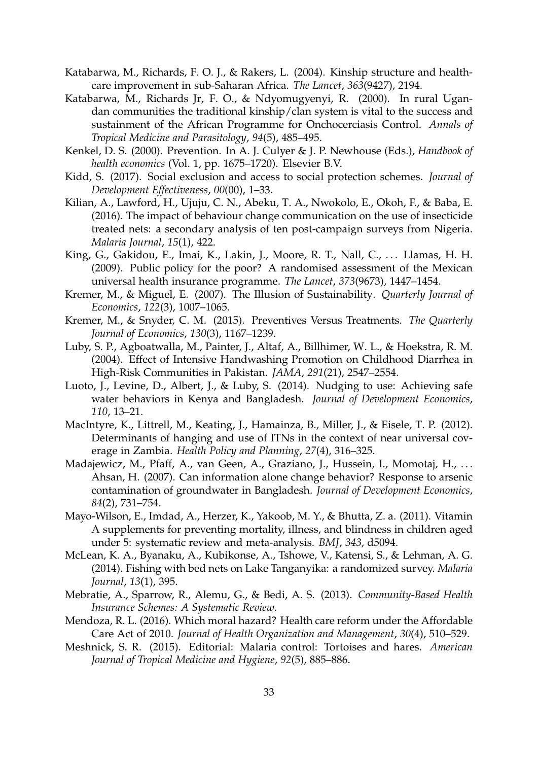Katabarwa, M., Richards, F. O. J., & Rakers, L. (2004). Kinship structure and healthcare improvement in sub-Saharan Africa. *The Lancet*, *363*(9427), 2194.

Katabarwa, M., Richards Jr, F. O., & Ndyomugyenyi, R. (2000). In rural Ugandan communities the traditional kinship/clan system is vital to the success and sustainment of the African Programme for Onchocerciasis Control. *Annals of Tropical Medicine and Parasitology*, *94*(5), 485–495.

Kenkel, D. S. (2000). Prevention. In A. J. Culyer & J. P. Newhouse (Eds.), *Handbook of health economics* (Vol. 1, pp. 1675–1720). Elsevier B.V.

Kidd, S. (2017). Social exclusion and access to social protection schemes. *Journal of Development Effectiveness*, *00*(00), 1–33.

Kilian, A., Lawford, H., Ujuju, C. N., Abeku, T. A., Nwokolo, E., Okoh, F., & Baba, E. (2016). The impact of behaviour change communication on the use of insecticide treated nets: a secondary analysis of ten post-campaign surveys from Nigeria. *Malaria Journal*, *15*(1), 422.

King, G., Gakidou, E., Imai, K., Lakin, J., Moore, R. T., Nall, C., . . . Llamas, H. H. (2009). Public policy for the poor? A randomised assessment of the Mexican universal health insurance programme. *The Lancet*, *373*(9673), 1447–1454.

Kremer, M., & Miguel, E. (2007). The Illusion of Sustainability. *Quarterly Journal of Economics*, *122*(3), 1007–1065.

Kremer, M., & Snyder, C. M. (2015). Preventives Versus Treatments. *The Quarterly Journal of Economics*, *130*(3), 1167–1239.

Luby, S. P., Agboatwalla, M., Painter, J., Altaf, A., Billhimer, W. L., & Hoekstra, R. M. (2004). Effect of Intensive Handwashing Promotion on Childhood Diarrhea in High-Risk Communities in Pakistan. *JAMA*, *291*(21), 2547–2554.

Luoto, J., Levine, D., Albert, J., & Luby, S. (2014). Nudging to use: Achieving safe water behaviors in Kenya and Bangladesh. *Journal of Development Economics*, *110*, 13–21.

MacIntyre, K., Littrell, M., Keating, J., Hamainza, B., Miller, J., & Eisele, T. P. (2012). Determinants of hanging and use of ITNs in the context of near universal coverage in Zambia. *Health Policy and Planning*, *27*(4), 316–325.

Madajewicz, M., Pfaff, A., van Geen, A., Graziano, J., Hussein, I., Momotaj, H., . . . Ahsan, H. (2007). Can information alone change behavior? Response to arsenic contamination of groundwater in Bangladesh. *Journal of Development Economics*, *84*(2), 731–754.

Mayo-Wilson, E., Imdad, A., Herzer, K., Yakoob, M. Y., & Bhutta, Z. a. (2011). Vitamin A supplements for preventing mortality, illness, and blindness in children aged under 5: systematic review and meta-analysis. *BMJ*, *343*, d5094.

McLean, K. A., Byanaku, A., Kubikonse, A., Tshowe, V., Katensi, S., & Lehman, A. G. (2014). Fishing with bed nets on Lake Tanganyika: a randomized survey. *Malaria Journal*, *13*(1), 395.

Mebratie, A., Sparrow, R., Alemu, G., & Bedi, A. S. (2013). *Community-Based Health Insurance Schemes: A Systematic Review.*

Mendoza, R. L. (2016). Which moral hazard? Health care reform under the Affordable Care Act of 2010. *Journal of Health Organization and Management*, *30*(4), 510–529.

Meshnick, S. R. (2015). Editorial: Malaria control: Tortoises and hares. *American Journal of Tropical Medicine and Hygiene*, *92*(5), 885–886.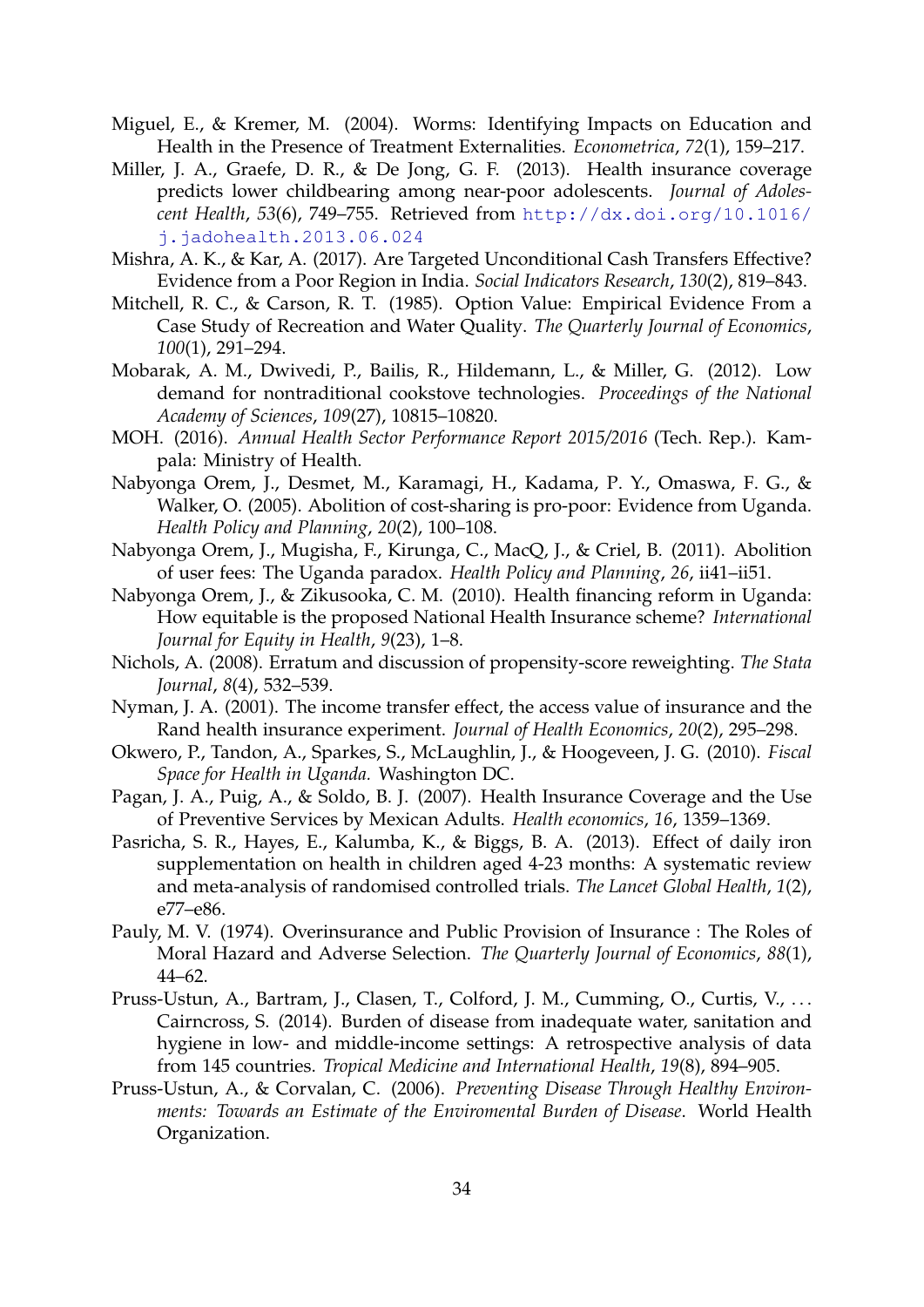Miguel, E., & Kremer, M. (2004). Worms: Identifying Impacts on Education and Health in the Presence of Treatment Externalities. *Econometrica*, *72*(1), 159–217.

Miller, J. A., Graefe, D. R., & De Jong, G. F. (2013). Health insurance coverage predicts lower childbearing among near-poor adolescents. *Journal of Adolescent Health*, *53*(6), 749–755. Retrieved from http://dx.doi.org/10.1016/j.jadohealth.2013.06.024

Mishra, A. K., & Kar, A. (2017). Are Targeted Unconditional Cash Transfers Effective? Evidence from a Poor Region in India. *Social Indicators Research*, *130*(2), 819–843.

Mitchell, R. C., & Carson, R. T. (1985). Option Value: Empirical Evidence From a Case Study of Recreation and Water Quality. *The Quarterly Journal of Economics*, *100*(1), 291–294.

Mobarak, A. M., Dwivedi, P., Bailis, R., Hildemann, L., & Miller, G. (2012). Low demand for nontraditional cookstove technologies. *Proceedings of the National Academy of Sciences*, *109*(27), 10815–10820.

MOH. (2016). *Annual Health Sector Performance Report 2015/2016* (Tech. Rep.). Kampala: Ministry of Health.

Nabyonga Orem, J., Desmet, M., Karamagi, H., Kadama, P. Y., Omaswa, F. G., & Walker, O. (2005). Abolition of cost-sharing is pro-poor: Evidence from Uganda. *Health Policy and Planning*, *20*(2), 100–108.

Nabyonga Orem, J., Mugisha, F., Kirunga, C., MacQ, J., & Criel, B. (2011). Abolition of user fees: The Uganda paradox. *Health Policy and Planning*, *26*, ii41–ii51.

Nabyonga Orem, J., & Zikusooka, C. M. (2010). Health financing reform in Uganda: How equitable is the proposed National Health Insurance scheme? *International Journal for Equity in Health*, *9*(23), 1–8.

Nichols, A. (2008). Erratum and discussion of propensity-score reweighting. *The Stata Journal*, *8*(4), 532–539.

Nyman, J. A. (2001). The income transfer effect, the access value of insurance and the Rand health insurance experiment. *Journal of Health Economics*, *20*(2), 295–298.

Okwero, P., Tandon, A., Sparkes, S., McLaughlin, J., & Hoogeveen, J. G. (2010). *Fiscal Space for Health in Uganda.* Washington DC.

Pagan, J. A., Puig, A., & Soldo, B. J. (2007). Health Insurance Coverage and the Use of Preventive Services by Mexican Adults. *Health economics*, *16*, 1359–1369.

Pasricha, S. R., Hayes, E., Kalumba, K., & Biggs, B. A. (2013). Effect of daily iron supplementation on health in children aged 4-23 months: A systematic review and meta-analysis of randomised controlled trials. *The Lancet Global Health*, *1*(2), e77–e86.

Pauly, M. V. (1974). Overinsurance and Public Provision of Insurance : The Roles of Moral Hazard and Adverse Selection. *The Quarterly Journal of Economics*, *88*(1), 44–62.

Pruss-Ustun, A., Bartram, J., Clasen, T., Colford, J. M., Cumming, O., Curtis, V., ... Cairncross, S. (2014). Burden of disease from inadequate water, sanitation and hygiene in low- and middle-income settings: A retrospective analysis of data from 145 countries. *Tropical Medicine and International Health*, *19*(8), 894–905.

Pruss-Ustun, A., & Corvalan, C. (2006). *Preventing Disease Through Healthy Environments: Towards an Estimate of the Enviromental Burden of Disease*. World Health Organization.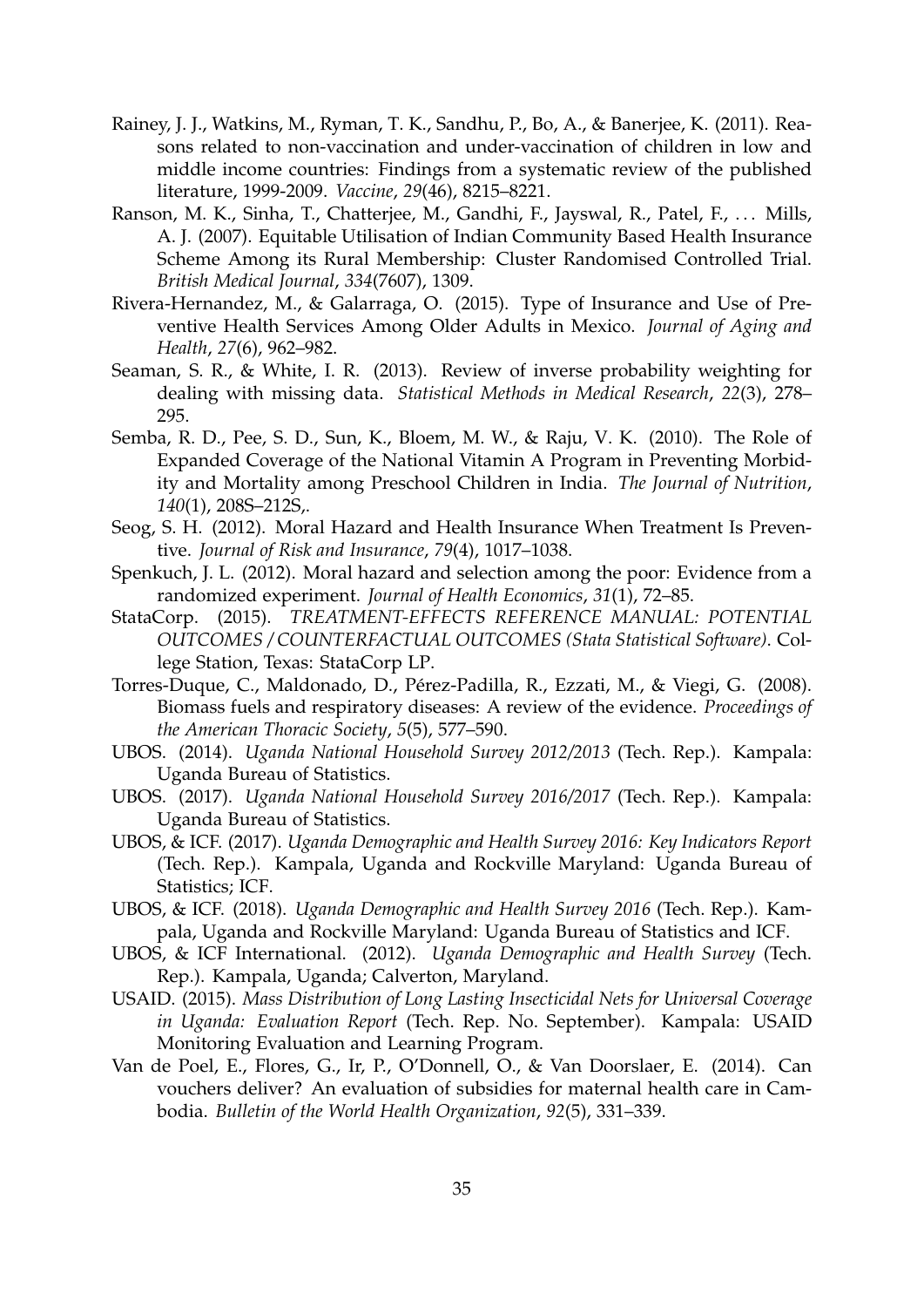Rainey, J. J., Watkins, M., Ryman, T. K., Sandhu, P., Bo, A., & Banerjee, K. (2011). Reasons related to non-vaccination and under-vaccination of children in low and middle income countries: Findings from a systematic review of the published literature, 1999-2009. *Vaccine*, *29*(46), 8215–8221.

Ranson, M. K., Sinha, T., Chatterjee, M., Gandhi, F., Jayswal, R., Patel, F., ... Mills, A. J. (2007). Equitable Utilisation of Indian Community Based Health Insurance Scheme Among its Rural Membership: Cluster Randomised Controlled Trial. *British Medical Journal*, *334*(7607), 1309.

Rivera-Hernandez, M., & Galarraga, O. (2015). Type of Insurance and Use of Preventive Health Services Among Older Adults in Mexico. *Journal of Aging and Health*, *27*(6), 962–982.

Seaman, S. R., & White, I. R. (2013). Review of inverse probability weighting for dealing with missing data. *Statistical Methods in Medical Research*, *22*(3), 278–295.

Semba, R. D., Pee, S. D., Sun, K., Bloem, M. W., & Raju, V. K. (2010). The Role of Expanded Coverage of the National Vitamin A Program in Preventing Morbidity and Mortality among Preschool Children in India. *The Journal of Nutrition*, *140*(1), 208S–212S,.

Seog, S. H. (2012). Moral Hazard and Health Insurance When Treatment Is Preventive. *Journal of Risk and Insurance*, *79*(4), 1017–1038.

Spenkuch, J. L. (2012). Moral hazard and selection among the poor: Evidence from a randomized experiment. *Journal of Health Economics*, *31*(1), 72–85.

StataCorp. (2015). *TREATMENT-EFFECTS REFERENCE MANUAL: POTENTIAL OUTCOMES / COUNTERFACTUAL OUTCOMES (Stata Statistical Software)*. College Station, Texas: StataCorp LP.

Torres-Duque, C., Maldonado, D., Pérez-Padilla, R., Ezzati, M., & Viegi, G. (2008). Biomass fuels and respiratory diseases: A review of the evidence. *Proceedings of the American Thoracic Society*, *5*(5), 577–590.

UBOS. (2014). *Uganda National Household Survey 2012/2013* (Tech. Rep.). Kampala: Uganda Bureau of Statistics.

UBOS. (2017). *Uganda National Household Survey 2016/2017* (Tech. Rep.). Kampala: Uganda Bureau of Statistics.

UBOS, & ICF. (2017). *Uganda Demographic and Health Survey 2016: Key Indicators Report* (Tech. Rep.). Kampala, Uganda and Rockville Maryland: Uganda Bureau of Statistics; ICF.

UBOS, & ICF. (2018). *Uganda Demographic and Health Survey 2016* (Tech. Rep.). Kampala, Uganda and Rockville Maryland: Uganda Bureau of Statistics and ICF.

UBOS, & ICF International. (2012). *Uganda Demographic and Health Survey* (Tech. Rep.). Kampala, Uganda; Calverton, Maryland.

USAID. (2015). *Mass Distribution of Long Lasting Insecticidal Nets for Universal Coverage in Uganda: Evaluation Report* (Tech. Rep. No. September). Kampala: USAID Monitoring Evaluation and Learning Program.

Van de Poel, E., Flores, G., Ir, P., O'Donnell, O., & Van Doorslaer, E. (2014). Can vouchers deliver? An evaluation of subsidies for maternal health care in Cambodia. *Bulletin of the World Health Organization*, *92*(5), 331–339.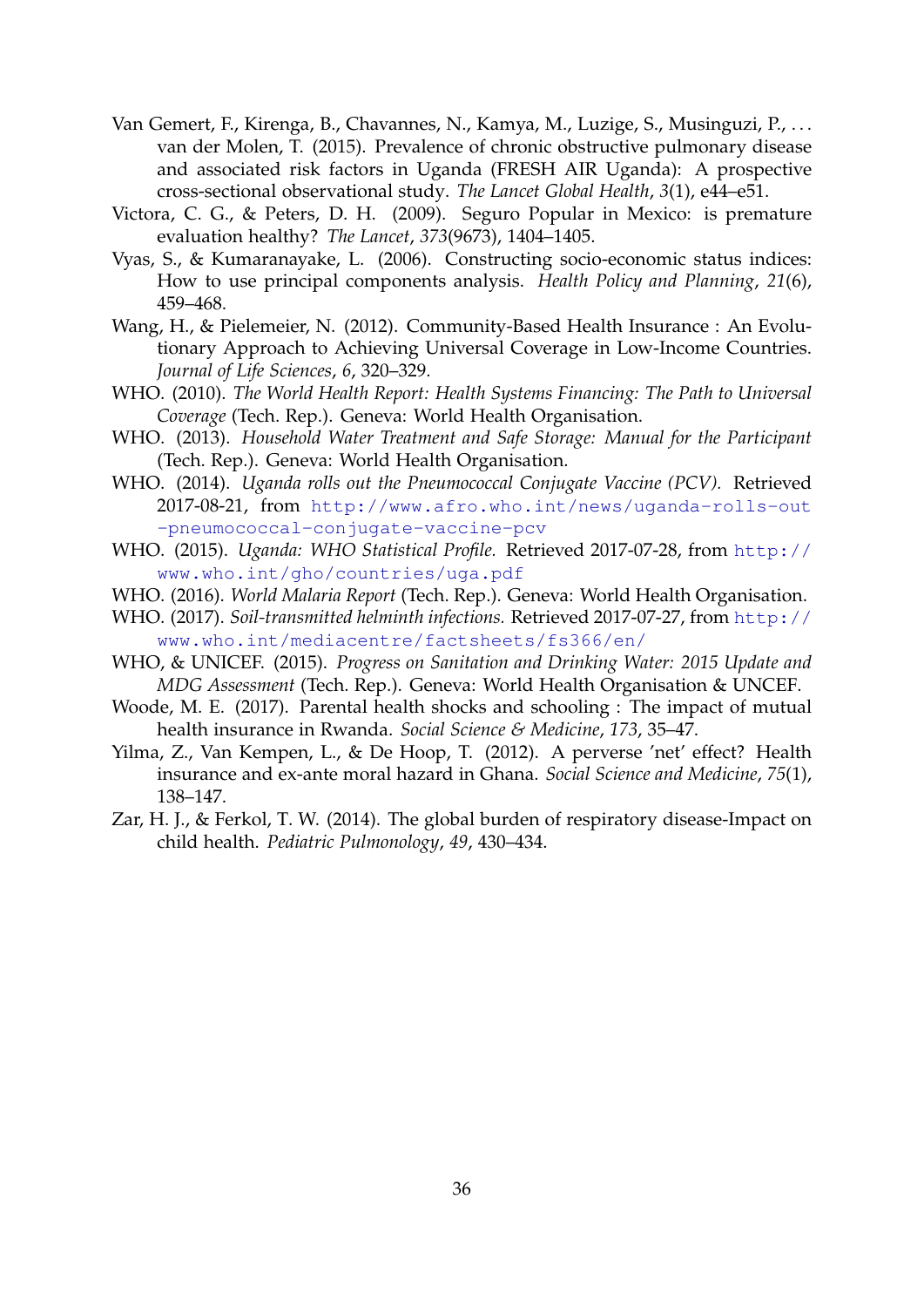Van Gemert, F., Kirenga, B., Chavannes, N., Kamya, M., Luzige, S., Musinguzi, P., … van der Molen, T. (2015). Prevalence of chronic obstructive pulmonary disease and associated risk factors in Uganda (FRESH AIR Uganda): A prospective cross-sectional observational study. *The Lancet Global Health*, *3*(1), e44–e51.

Victora, C. G., & Peters, D. H. (2009). Seguro Popular in Mexico: is premature evaluation healthy? *The Lancet*, *373*(9673), 1404–1405.

Vyas, S., & Kumaranayake, L. (2006). Constructing socio-economic status indices: How to use principal components analysis. *Health Policy and Planning*, *21*(6), 459–468.

Wang, H., & Pielemeier, N. (2012). Community-Based Health Insurance : An Evolutionary Approach to Achieving Universal Coverage in Low-Income Countries. *Journal of Life Sciences*, *6*, 320–329.

WHO. (2010). *The World Health Report: Health Systems Financing: The Path to Universal Coverage* (Tech. Rep.). Geneva: World Health Organisation.

WHO. (2013). *Household Water Treatment and Safe Storage: Manual for the Participant* (Tech. Rep.). Geneva: World Health Organisation.

WHO. (2014). *Uganda rolls out the Pneumococcal Conjugate Vaccine (PCV).* Retrieved 2017-08-21, from `http://www.afro.who.int/news/uganda-rolls-out-pneumococcal-conjugate-vaccine-pcv`

WHO. (2015). *Uganda: WHO Statistical Profile.* Retrieved 2017-07-28, from `http://www.who.int/gho/countries/uga.pdf`

WHO. (2016). *World Malaria Report* (Tech. Rep.). Geneva: World Health Organisation.

WHO. (2017). *Soil-transmitted helminth infections.* Retrieved 2017-07-27, from `http://www.who.int/mediacentre/factsheets/fs366/en/`

WHO, & UNICEF. (2015). *Progress on Sanitation and Drinking Water: 2015 Update and MDG Assessment* (Tech. Rep.). Geneva: World Health Organisation & UNCEF.

Woode, M. E. (2017). Parental health shocks and schooling : The impact of mutual health insurance in Rwanda. *Social Science & Medicine*, *173*, 35–47.

Yilma, Z., Van Kempen, L., & De Hoop, T. (2012). A perverse 'net' effect? Health insurance and ex-ante moral hazard in Ghana. *Social Science and Medicine*, *75*(1), 138–147.

Zar, H. J., & Ferkol, T. W. (2014). The global burden of respiratory disease-Impact on child health. *Pediatric Pulmonology*, *49*, 430–434.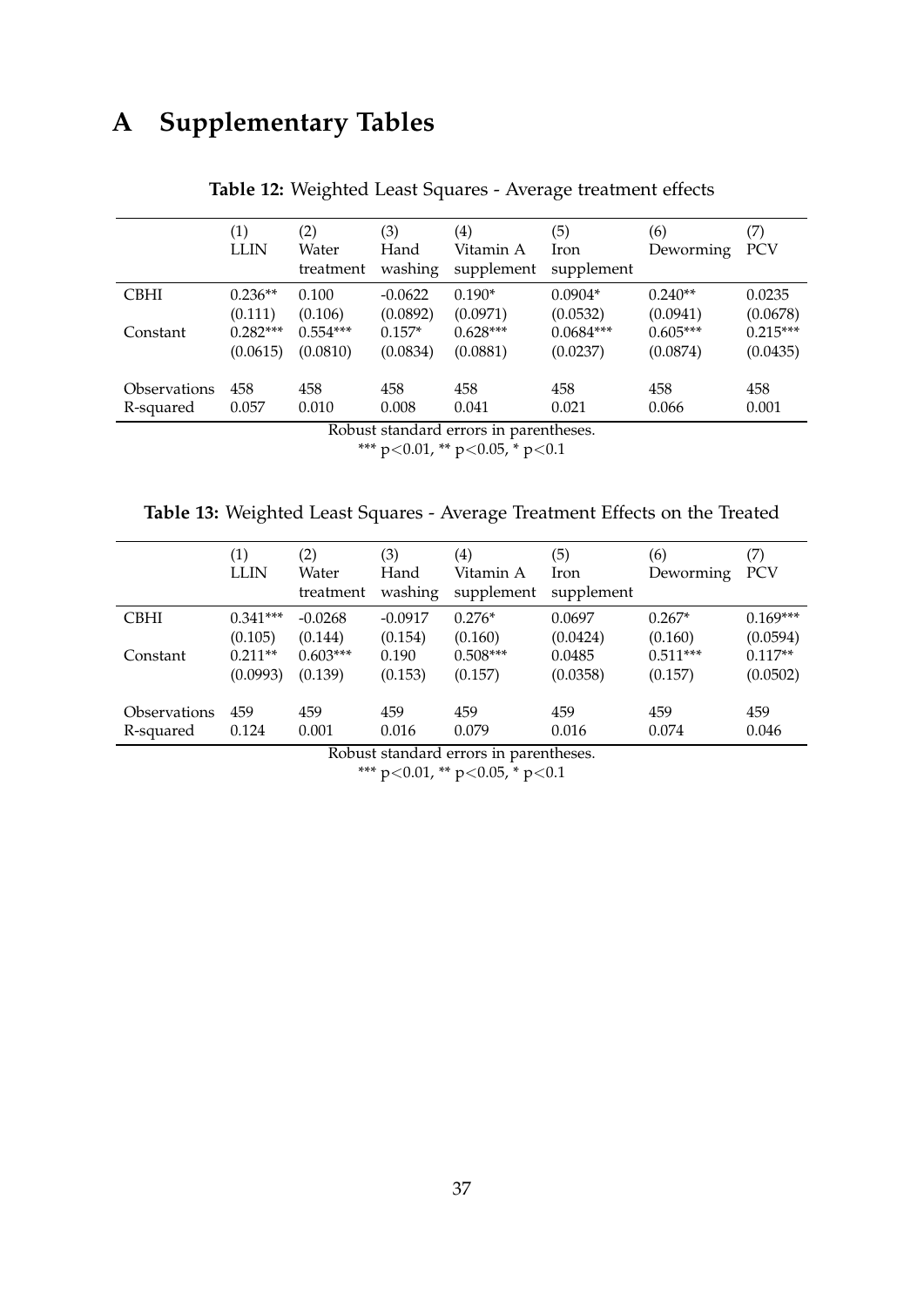# A Supplementary Tables

**Table 12:** Weighted Least Squares - Average treatment effects

| | (1) LLIN | (2) Water treatment | (3) Hand washing | (4) Vitamin A supplement | (5) Iron supplement | (6) Deworming | (7) PCV |
|---|---|---|---|---|---|---|---|
| CBHI | 0.236** | 0.100 | -0.0622 | 0.190* | 0.0904* | 0.240** | 0.0235 |
| | (0.111) | (0.106) | (0.0892) | (0.0971) | (0.0532) | (0.0941) | (0.0678) |
| Constant | 0.282*** | 0.554*** | 0.157* | 0.628*** | 0.0684*** | 0.605*** | 0.215*** |
| | (0.0615) | (0.0810) | (0.0834) | (0.0881) | (0.0237) | (0.0874) | (0.0435) |
| Observations | 458 | 458 | 458 | 458 | 458 | 458 | 458 |
| R-squared | 0.057 | 0.010 | 0.008 | 0.041 | 0.021 | 0.066 | 0.001 |

Robust standard errors in parentheses.
*** p<0.01, ** p<0.05, * p<0.1

**Table 13:** Weighted Least Squares - Average Treatment Effects on the Treated

| | (1) LLIN | (2) Water treatment | (3) Hand washing | (4) Vitamin A supplement | (5) Iron supplement | (6) Deworming | (7) PCV |
|---|---|---|---|---|---|---|---|
| CBHI | 0.341*** | -0.0268 | -0.0917 | 0.276* | 0.0697 | 0.267* | 0.169*** |
| | (0.105) | (0.144) | (0.154) | (0.160) | (0.0424) | (0.160) | (0.0594) |
| Constant | 0.211** | 0.603*** | 0.190 | 0.508*** | 0.0485 | 0.511*** | 0.117** |
| | (0.0993) | (0.139) | (0.153) | (0.157) | (0.0358) | (0.157) | (0.0502) |
| Observations | 459 | 459 | 459 | 459 | 459 | 459 | 459 |
| R-squared | 0.124 | 0.001 | 0.016 | 0.079 | 0.016 | 0.074 | 0.046 |

Robust standard errors in parentheses.
*** p<0.01, ** p<0.05, * p<0.1